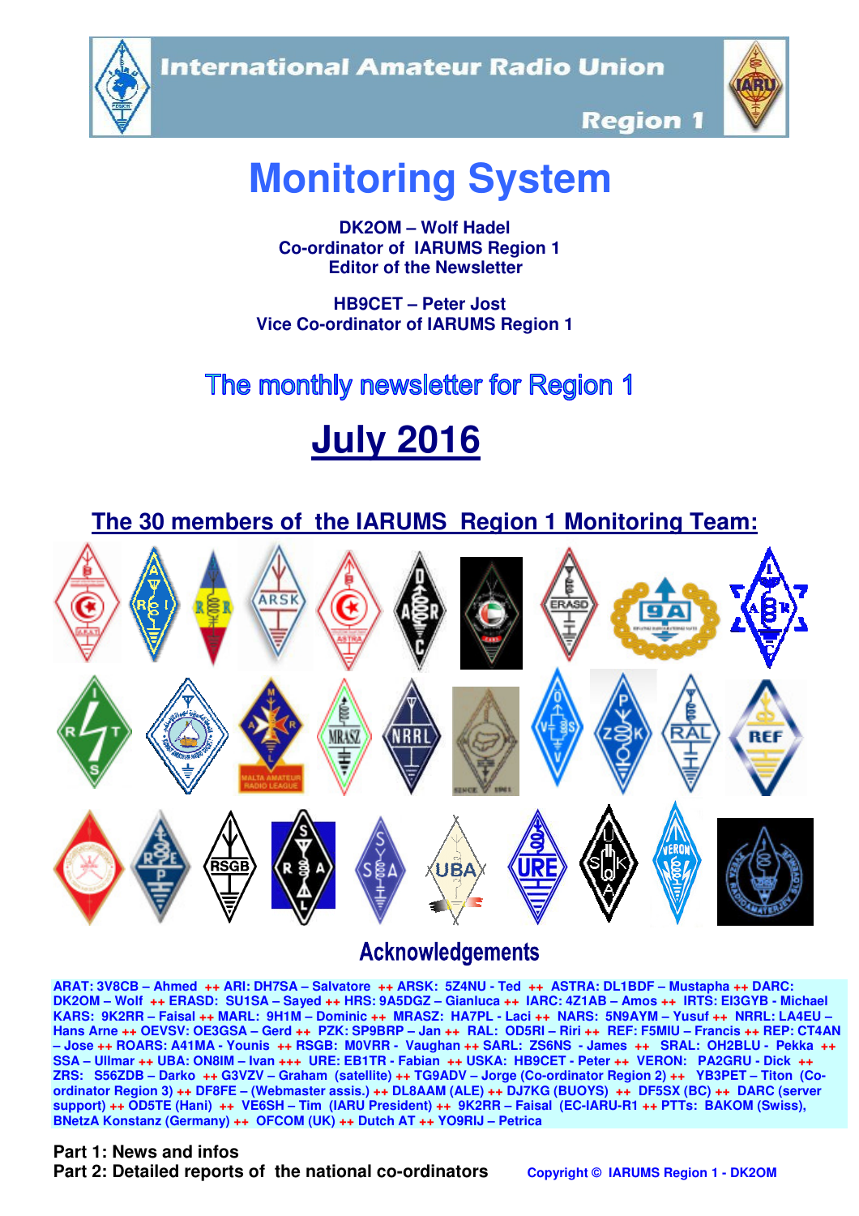International Amateur Radio Union

Region 1

# Monitoring System

**DK2OM – Wolf Hadel**
**Co-ordinator of IARUMS Region 1**
**Editor of the Newsletter**

**HB9CET – Peter Jost**
**Vice Co-ordinator of IARUMS Region 1**

## The monthly newsletter for Region 1

# July 2016

## The 30 members of the IARUMS Region 1 Monitoring Team:

## Acknowledgements

ARAT: 3V8CB – Ahmed ++ ARI: DH7SA – Salvatore ++ ARSK: 5Z4NU - Ted ++ ASTRA: DL1BDF – Mustapha ++ DARC: DK2OM – Wolf ++ ERASD: SU1SA – Sayed ++ HRS: 9A5DGZ – Gianluca ++ IARC: 4Z1AB – Amos ++ IRTS: EI3GYB - Michael KARS: 9K2RR – Faisal ++ MARL: 9H1M – Dominic ++ MRASZ: HA7PL - Laci ++ NARS: 5N9AYM – Yusuf ++ NRRL: LA4EU – Hans Arne ++ OEVSV: OE3GSA – Gerd ++ PZK: SP9BRP – Jan ++ RAL: OD5RI – Riri ++ REF: F5MIU – Francis ++ REP: CT4AN – Jose ++ ROARS: A41MA - Younis ++ RSGB: M0VRR - Vaughan ++ SARL: ZS6NS - James ++ SRAL: OH2BLU - Pekka ++ SSA – Ullmar ++ UBA: ON8IM – Ivan +++ URE: EB1TR - Fabian ++ USKA: HB9CET - Peter ++ VERON: PA2GRU - Dick ++ ZRS: S56ZDB – Darko ++ G3VZV – Graham (satellite) ++ TG9ADV – Jorge (Co-ordinator Region 3) ++ DF8FE – (Webmaster assis.) ++ DL8AAM (ALE) ++ DJ7KG (BUOYS) ++ DF5SX (BC) ++ DARC (server support) ++ OD5TE (Hani) ++ VE6SH – Tim (IARU President) ++ 9K2RR – Faisal (EC-IARU-R1 ++ PTTs: BAKOM (Swiss), BNetzA Konstanz (Germany) ++ OFCOM (UK) ++ Dutch AT ++ YO9RIJ – Petrica

**Part 1: News and infos**
**Part 2: Detailed reports of the national co-ordinators**

Copyright © IARUMS Region 1 - DK2OM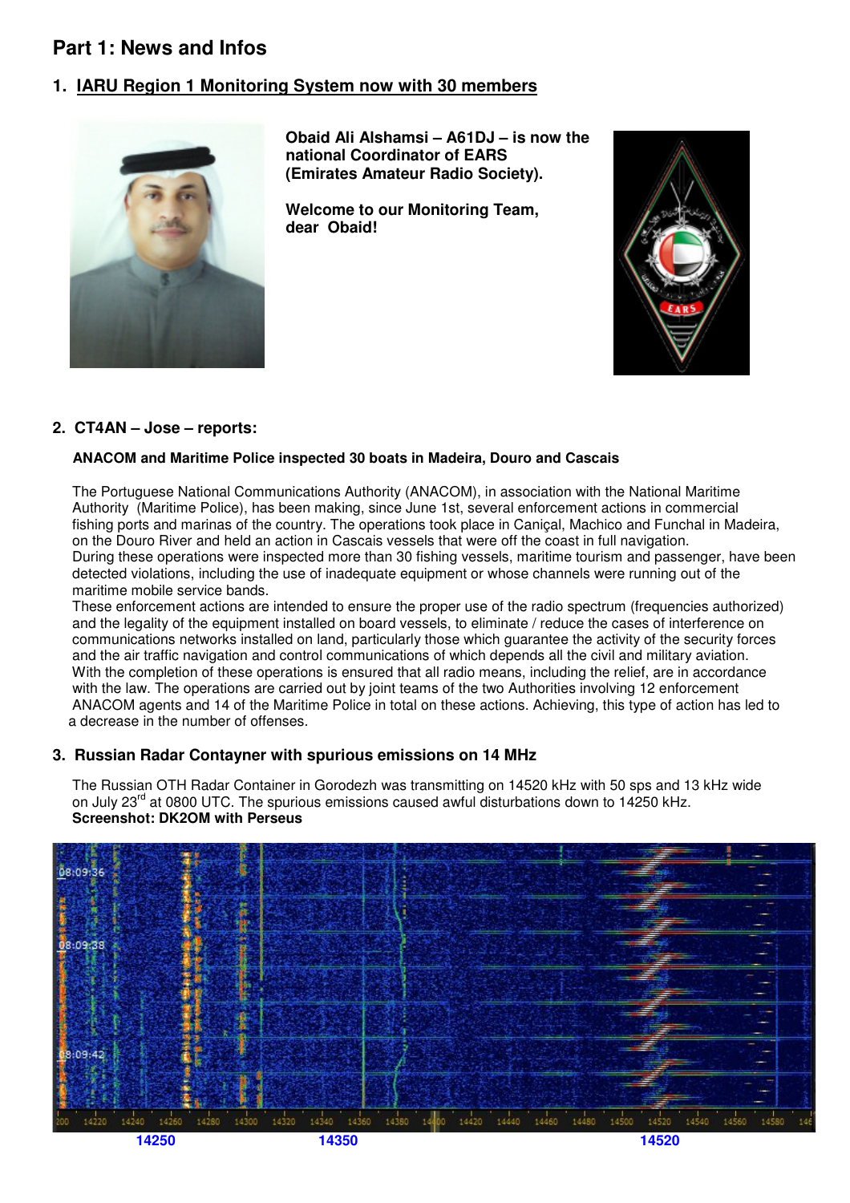# Part 1: News and Infos

## 1. IARU Region 1 Monitoring System now with 30 members

**Obaid Ali Alshamsi – A61DJ – is now the national Coordinator of EARS (Emirates Amateur Radio Society).**

**Welcome to our Monitoring Team, dear Obaid!**

## 2. CT4AN – Jose – reports:

**ANACOM and Maritime Police inspected 30 boats in Madeira, Douro and Cascais**

The Portuguese National Communications Authority (ANACOM), in association with the National Maritime Authority (Maritime Police), has been making, since June 1st, several enforcement actions in commercial fishing ports and marinas of the country. The operations took place in Caniçal, Machico and Funchal in Madeira, on the Douro River and held an action in Cascais vessels that were off the coast in full navigation.
During these operations were inspected more than 30 fishing vessels, maritime tourism and passenger, have been detected violations, including the use of inadequate equipment or whose channels were running out of the maritime mobile service bands.
These enforcement actions are intended to ensure the proper use of the radio spectrum (frequencies authorized) and the legality of the equipment installed on board vessels, to eliminate / reduce the cases of interference on communications networks installed on land, particularly those which guarantee the activity of the security forces and the air traffic navigation and control communications of which depends all the civil and military aviation.
With the completion of these operations is ensured that all radio means, including the relief, are in accordance with the law. The operations are carried out by joint teams of the two Authorities involving 12 enforcement ANACOM agents and 14 of the Maritime Police in total on these actions. Achieving, this type of action has led to a decrease in the number of offenses.

## 3. Russian Radar Contayner with spurious emissions on 14 MHz

The Russian OTH Radar Container in Gorodezh was transmitting on 14520 kHz with 50 sps and 13 kHz wide on July 23rd at 0800 UTC. The spurious emissions caused awful disturbations down to 14250 kHz.
**Screenshot: DK2OM with Perseus**

14250 14350 14520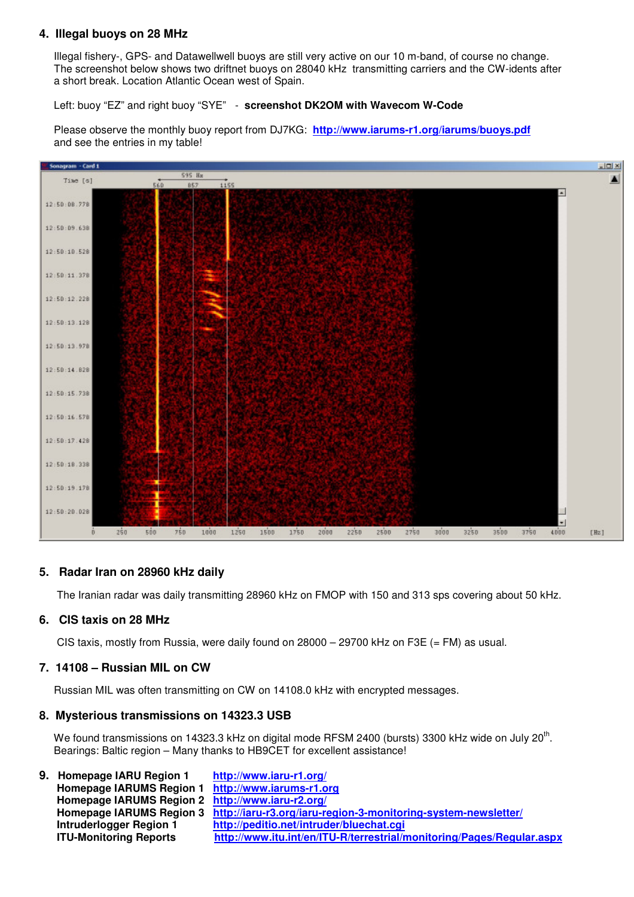## 4. Illegal buoys on 28 MHz

Illegal fishery-, GPS- and Datawellwell buoys are still very active on our 10 m-band, of course no change. The screenshot below shows two driftnet buoys on 28040 kHz transmitting carriers and the CW-idents after a short break. Location Atlantic Ocean west of Spain.

Left: buoy "EZ" and right buoy "SYE" - **screenshot DK2OM with Wavecom W-Code**

Please observe the monthly buoy report from DJ7KG: **http://www.iarums-r1.org/iarums/buoys.pdf** and see the entries in my table!

## 5. Radar Iran on 28960 kHz daily

The Iranian radar was daily transmitting 28960 kHz on FMOP with 150 and 313 sps covering about 50 kHz.

## 6. CIS taxis on 28 MHz

CIS taxis, mostly from Russia, were daily found on 28000 – 29700 kHz on F3E (= FM) as usual.

## 7. 14108 – Russian MIL on CW

Russian MIL was often transmitting on CW on 14108.0 kHz with encrypted messages.

## 8. Mysterious transmissions on 14323.3 USB

We found transmissions on 14323.3 kHz on digital mode RFSM 2400 (bursts) 3300 kHz wide on July 20th. Bearings: Baltic region – Many thanks to HB9CET for excellent assistance!

## 9.

| | |
|---|---|
| **Homepage IARU Region 1** | **http://www.iaru-r1.org/** |
| **Homepage IARUMS Region 1** | **http://www.iarums-r1.org** |
| **Homepage IARUMS Region 2** | **http://www.iaru-r2.org/** |
| **Homepage IARUMS Region 3** | **http://iaru-r3.org/iaru-region-3-monitoring-system-newsletter/** |
| **Intruderlogger Region 1** | **http://peditio.net/intruder/bluechat.cgi** |
| **ITU-Monitoring Reports** | **http://www.itu.int/en/ITU-R/terrestrial/monitoring/Pages/Regular.aspx** |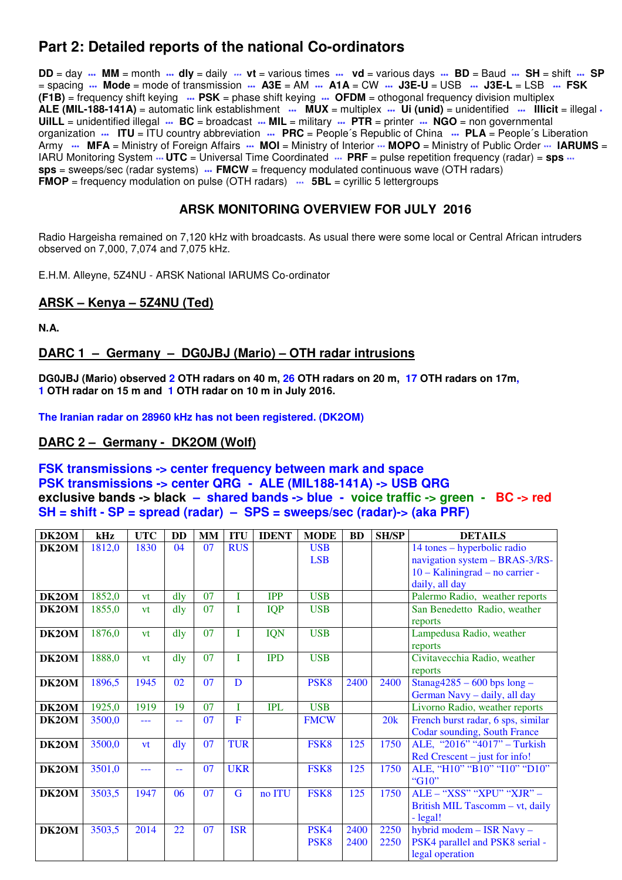# Part 2: Detailed reports of the national Co-ordinators

**DD** = day ··· **MM** = month ··· **dly** = daily ··· **vt** = various times ··· **vd** = various days ··· **BD** = Baud ··· **SH** = shift ··· **SP** = spacing ··· **Mode** = mode of transmission ··· **A3E** = AM ··· **A1A** = CW ··· **J3E-U** = USB ··· **J3E-L** = LSB ··· **FSK (F1B)** = frequency shift keying ··· **PSK** = phase shift keying ··· **OFDM** = othogonal frequency division multiplex **ALE (MIL-188-141A)** = automatic link establishment ··· **MUX** = multiplex ··· **Ui (unid)** = unidentified ··· **Illicit** = illegal · **UiILL** = unidentified illegal ··· **BC** = broadcast ··· **MIL** = military ··· **PTR** = printer ··· **NGO** = non governmental organization ··· **ITU** = ITU country abbreviation ··· **PRC** = People´s Republic of China ··· **PLA** = People´s Liberation Army ··· **MFA** = Ministry of Foreign Affairs ··· **MOI** = Ministry of Interior ··· **MOPO** = Ministry of Public Order ··· **IARUMS** = IARU Monitoring System ··· **UTC** = Universal Time Coordinated ··· **PRF** = pulse repetition frequency (radar) = **sps** ··· **sps** = sweeps/sec (radar systems) ··· **FMCW** = frequency modulated continuous wave (OTH radars) **FMOP** = frequency modulation on pulse (OTH radars) ··· **5BL** = cyrillic 5 lettergroups

## ARSK MONITORING OVERVIEW FOR JULY 2016

Radio Hargeisha remained on 7,120 kHz with broadcasts. As usual there were some local or Central African intruders observed on 7,000, 7,074 and 7,075 kHz.

E.H.M. Alleyne, 5Z4NU - ARSK National IARUMS Co-ordinator

## ARSK – Kenya – 5Z4NU (Ted)

**N.A.**

## DARC 1 – Germany – DG0JBJ (Mario) – OTH radar intrusions

**DG0JBJ (Mario) observed 2 OTH radars on 40 m, 26 OTH radars on 20 m, 17 OTH radars on 17m, 1 OTH radar on 15 m and 1 OTH radar on 10 m in July 2016.**

**The Iranian radar on 28960 kHz has not been registered. (DK2OM)**

## DARC 2 – Germany - DK2OM (Wolf)

**FSK transmissions -> center frequency between mark and space**
**PSK transmissions -> center QRG - ALE (MIL188-141A) -> USB QRG**
**exclusive bands -> black – shared bands -> blue - voice traffic -> green - BC -> red**
**SH = shift - SP = spread (radar) – SPS = sweeps/sec (radar)-> (aka PRF)**

| DK2OM | kHz | UTC | DD | MM | ITU | IDENT | MODE | BD | SH/SP | DETAILS |
|---|---|---|---|---|---|---|---|---|---|---|
| DK2OM | 1812,0 | 1830 | 04 | 07 | RUS | | USB LSB | | | 14 tones – hyperbolic radio navigation system – BRAS-3/RS-10 – Kaliningrad – no carrier - daily, all day |
| DK2OM | 1852,0 | vt | dly | 07 | I | IPP | USB | | | Palermo Radio, weather reports |
| DK2OM | 1855,0 | vt | dly | 07 | I | IQP | USB | | | San Benedetto Radio, weather reports |
| DK2OM | 1876,0 | vt | dly | 07 | I | IQN | USB | | | Lampedusa Radio, weather reports |
| DK2OM | 1888,0 | vt | dly | 07 | I | IPD | USB | | | Civitavecchia Radio, weather reports |
| DK2OM | 1896,5 | 1945 | 02 | 07 | D | | PSK8 | 2400 | 2400 | Stanag4285 – 600 bps long – German Navy – daily, all day |
| DK2OM | 1925,0 | 1919 | 19 | 07 | I | IPL | USB | | | Livorno Radio, weather reports |
| DK2OM | 3500,0 | --- | -- | 07 | F | | FMCW | | 20k | French burst radar, 6 sps, similar Codar sounding, South France |
| DK2OM | 3500,0 | vt | dly | 07 | TUR | | FSK8 | 125 | 1750 | ALE, "2016" "4017" – Turkish Red Crescent – just for info! |
| DK2OM | 3501,0 | --- | -- | 07 | UKR | | FSK8 | 125 | 1750 | ALE, "H10" "B10" "I10" "D10" "G10" |
| DK2OM | 3503,5 | 1947 | 06 | 07 | G | no ITU | FSK8 | 125 | 1750 | ALE – "XSS" "XPU" "XJR" – British MIL Tascomm – vt, daily - legal! |
| DK2OM | 3503,5 | 2014 | 22 | 07 | ISR | | PSK4 PSK8 | 2400 2400 | 2250 2250 | hybrid modem – ISR Navy – PSK4 parallel and PSK8 serial - legal operation |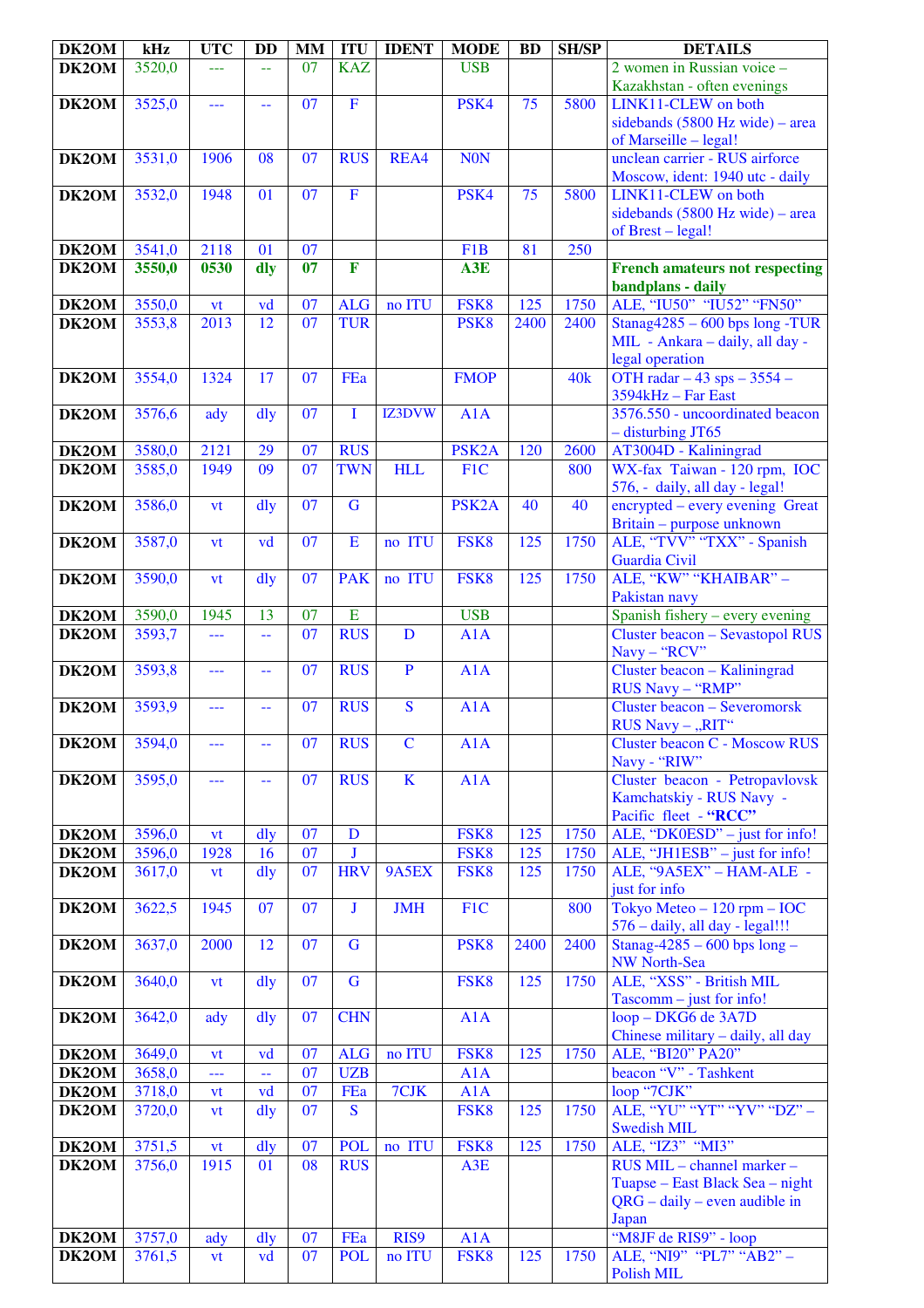| DK2OM | kHz | UTC | DD | MM | ITU | IDENT | MODE | BD | SH/SP | DETAILS |
|---|---|---|---|---|---|---|---|---|---|---|
| DK2OM | 3520,0 | --- | -- | 07 | KAZ | | USB | | | 2 women in Russian voice – Kazakhstan - often evenings |
| DK2OM | 3525,0 | --- | -- | 07 | F | | PSK4 | 75 | 5800 | LINK11-CLEW on both sidebands (5800 Hz wide) – area of Marseille – legal! |
| DK2OM | 3531,0 | 1906 | 08 | 07 | RUS | REA4 | N0N | | | unclean carrier - RUS airforce Moscow, ident: 1940 utc - daily |
| DK2OM | 3532,0 | 1948 | 01 | 07 | F | | PSK4 | 75 | 5800 | LINK11-CLEW on both sidebands (5800 Hz wide) – area of Brest – legal! |
| DK2OM | 3541,0 | 2118 | 01 | 07 | | | F1B | 81 | 250 | |
| **DK2OM** | **3550,0** | **0530** | **dly** | **07** | **F** | | **A3E** | | | **French amateurs not respecting bandplans - daily** |
| DK2OM | 3550,0 | vt | vd | 07 | ALG | no ITU | FSK8 | 125 | 1750 | ALE, “IU50” “IU52” “FN50” |
| DK2OM | 3553,8 | 2013 | 12 | 07 | TUR | | PSK8 | 2400 | 2400 | Stanag4285 – 600 bps long -TUR MIL - Ankara – daily, all day - legal operation |
| DK2OM | 3554,0 | 1324 | 17 | 07 | FEa | | FMOP | | 40k | OTH radar – 43 sps – 3554 – 3594kHz – Far East |
| DK2OM | 3576,6 | ady | dly | 07 | I | IZ3DVW | A1A | | | 3576.550 - uncoordinated beacon – disturbing JT65 |
| DK2OM | 3580,0 | 2121 | 29 | 07 | RUS | | PSK2A | 120 | 2600 | AT3004D - Kaliningrad |
| DK2OM | 3585,0 | 1949 | 09 | 07 | TWN | HLL | F1C | | 800 | WX-fax Taiwan - 120 rpm, IOC 576, - daily, all day - legal! |
| DK2OM | 3586,0 | vt | dly | 07 | G | | PSK2A | 40 | 40 | encrypted – every evening Great Britain – purpose unknown |
| DK2OM | 3587,0 | vt | vd | 07 | E | no ITU | FSK8 | 125 | 1750 | ALE, “TVV” “TXX” - Spanish Guardia Civil |
| DK2OM | 3590,0 | vt | dly | 07 | PAK | no ITU | FSK8 | 125 | 1750 | ALE, “KW” “KHAIBAR” – Pakistan navy |
| DK2OM | 3590,0 | 1945 | 13 | 07 | E | | USB | | | Spanish fishery – every evening |
| DK2OM | 3593,7 | --- | -- | 07 | RUS | D | A1A | | | Cluster beacon – Sevastopol RUS Navy – “RCV” |
| DK2OM | 3593,8 | --- | -- | 07 | RUS | P | A1A | | | Cluster beacon – Kaliningrad RUS Navy – “RMP” |
| DK2OM | 3593,9 | --- | -- | 07 | RUS | S | A1A | | | Cluster beacon – Severomorsk RUS Navy – „RIT“ |
| DK2OM | 3594,0 | --- | -- | 07 | RUS | C | A1A | | | Cluster beacon C - Moscow RUS Navy - “RIW” |
| DK2OM | 3595,0 | --- | -- | 07 | RUS | K | A1A | | | Cluster beacon - Petropavlovsk Kamchatskiy - RUS Navy - Pacific fleet - **“RCC”** |
| DK2OM | 3596,0 | vt | dly | 07 | D | | FSK8 | 125 | 1750 | ALE, “DK0ESD” – just for info! |
| DK2OM | 3596,0 | 1928 | 16 | 07 | J | | FSK8 | 125 | 1750 | ALE, “JH1ESB” – just for info! |
| DK2OM | 3617,0 | vt | dly | 07 | HRV | 9A5EX | FSK8 | 125 | 1750 | ALE, “9A5EX” – HAM-ALE - just for info |
| DK2OM | 3622,5 | 1945 | 07 | 07 | J | JMH | F1C | | 800 | Tokyo Meteo – 120 rpm – IOC 576 – daily, all day - legal!!! |
| DK2OM | 3637,0 | 2000 | 12 | 07 | G | | PSK8 | 2400 | 2400 | Stanag-4285 – 600 bps long – NW North-Sea |
| DK2OM | 3640,0 | vt | dly | 07 | G | | FSK8 | 125 | 1750 | ALE, “XSS” - British MIL Tascomm – just for info! |
| DK2OM | 3642,0 | ady | dly | 07 | CHN | | A1A | | | loop – DKG6 de 3A7D Chinese military – daily, all day |
| DK2OM | 3649,0 | vt | vd | 07 | ALG | no ITU | FSK8 | 125 | 1750 | ALE, “BI20” PA20” |
| DK2OM | 3658,0 | --- | -- | 07 | UZB | | A1A | | | beacon “V” - Tashkent |
| DK2OM | 3718,0 | vt | vd | 07 | FEa | 7CJK | A1A | | | loop “7CJK” |
| DK2OM | 3720,0 | vt | dly | 07 | S | | FSK8 | 125 | 1750 | ALE, “YU” “YT” “YV” “DZ” – Swedish MIL |
| DK2OM | 3751,5 | vt | dly | 07 | POL | no ITU | FSK8 | 125 | 1750 | ALE, “IZ3” “MI3” |
| DK2OM | 3756,0 | 1915 | 01 | 08 | RUS | | A3E | | | RUS MIL – channel marker – Tuapse – East Black Sea – night QRG – daily – even audible in Japan |
| DK2OM | 3757,0 | ady | dly | 07 | FEa | RIS9 | A1A | | | “M8JF de RIS9” - loop |
| DK2OM | 3761,5 | vt | vd | 07 | POL | no ITU | FSK8 | 125 | 1750 | ALE, “NI9” “PL7” “AB2” – Polish MIL |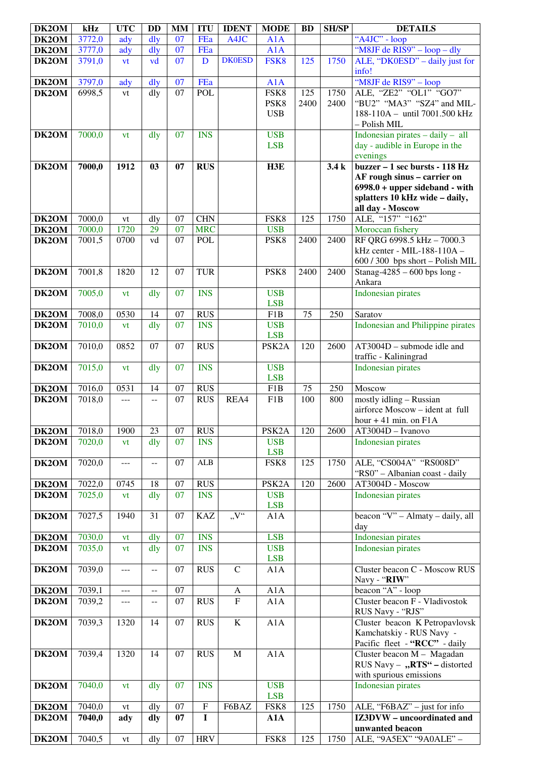| DK2OM | kHz | UTC | DD | MM | ITU | IDENT | MODE | BD | SH/SP | DETAILS |
|---|---|---|---|---|---|---|---|---|---|---|
| DK2OM | 3772,0 | ady | dly | 07 | FEa | A4JC | A1A | | | "A4JC" - loop |
| DK2OM | 3777,0 | ady | dly | 07 | FEa | | A1A | | | "M8JF de RIS9" – loop – dly |
| DK2OM | 3791,0 | vt | vd | 07 | D | DK0ESD | FSK8 | 125 | 1750 | ALE, "DK0ESD" – daily just for info! |
| DK2OM | 3797,0 | ady | dly | 07 | FEa | | A1A | | | "M8JF de RIS9" – loop |
| DK2OM | 6998,5 | vt | dly | 07 | POL | | FSK8 PSK8 USB | 125 2400 | 1750 2400 | ALE, "ZE2" "OL1" "GO7" "BU2" "MA3" "SZ4" and MIL-188-110A – until 7001.500 kHz – Polish MIL |
| DK2OM | 7000,0 | vt | dly | 07 | INS | | USB LSB | | | Indonesian pirates – daily – all day - audible in Europe in the evenings |
| **DK2OM** | **7000,0** | **1912** | **03** | **07** | **RUS** | | **H3E** | | **3.4 k** | **buzzer – 1 sec bursts - 118 Hz AF rough sinus – carrier on 6998.0 + upper sideband - with splatters 10 kHz wide – daily, all day - Moscow** |
| DK2OM | 7000,0 | vt | dly | 07 | CHN | | FSK8 | 125 | 1750 | ALE, "157" "162" |
| DK2OM | 7000,0 | 1720 | 29 | 07 | MRC | | USB | | | Moroccan fishery |
| DK2OM | 7001,5 | 0700 | vd | 07 | POL | | PSK8 | 2400 | 2400 | RF QRG 6998.5 kHz – 7000.3 kHz center - MIL-188-110A – 600 / 300 bps short – Polish MIL |
| DK2OM | 7001,8 | 1820 | 12 | 07 | TUR | | PSK8 | 2400 | 2400 | Stanag-4285 – 600 bps long - Ankara |
| DK2OM | 7005,0 | vt | dly | 07 | INS | | USB LSB | | | Indonesian pirates |
| DK2OM | 7008,0 | 0530 | 14 | 07 | RUS | | F1B | 75 | 250 | Saratov |
| DK2OM | 7010,0 | vt | dly | 07 | INS | | USB LSB | | | Indonesian and Philippine pirates |
| DK2OM | 7010,0 | 0852 | 07 | 07 | RUS | | PSK2A | 120 | 2600 | AT3004D – submode idle and traffic - Kaliningrad |
| DK2OM | 7015,0 | vt | dly | 07 | INS | | USB LSB | | | Indonesian pirates |
| DK2OM | 7016,0 | 0531 | 14 | 07 | RUS | | F1B | 75 | 250 | Moscow |
| DK2OM | 7018,0 | --- | -- | 07 | RUS | REA4 | F1B | 100 | 800 | mostly idling – Russian airforce Moscow – ident at full hour + 41 min. on F1A |
| DK2OM | 7018,0 | 1900 | 23 | 07 | RUS | | PSK2A | 120 | 2600 | AT3004D – Ivanovo |
| DK2OM | 7020,0 | vt | dly | 07 | INS | | USB LSB | | | Indonesian pirates |
| DK2OM | 7020,0 | --- | -- | 07 | ALB | | FSK8 | 125 | 1750 | ALE, "CS004A" "RS008D" "RS0" – Albanian coast - daily |
| DK2OM | 7022,0 | 0745 | 18 | 07 | RUS | | PSK2A | 120 | 2600 | AT3004D - Moscow |
| DK2OM | 7025,0 | vt | dly | 07 | INS | | USB LSB | | | Indonesian pirates |
| DK2OM | 7027,5 | 1940 | 31 | 07 | KAZ | „V" | A1A | | | beacon "V" – Almaty – daily, all day |
| DK2OM | 7030,0 | vt | dly | 07 | INS | | LSB | | | Indonesian pirates |
| DK2OM | 7035,0 | vt | dly | 07 | INS | | USB LSB | | | Indonesian pirates |
| DK2OM | 7039,0 | --- | -- | 07 | RUS | C | A1A | | | Cluster beacon C - Moscow RUS Navy - "**RIW**" |
| DK2OM | 7039,1 | --- | -- | 07 | | A | A1A | | | beacon "A" - loop |
| DK2OM | 7039,2 | --- | -- | 07 | RUS | F | A1A | | | Cluster beacon F - Vladivostok RUS Navy - "RJS" |
| DK2OM | 7039,3 | 1320 | 14 | 07 | RUS | K | A1A | | | Cluster beacon K Petropavlovsk Kamchatskiy - RUS Navy - Pacific fleet - **"RCC"** - daily |
| DK2OM | 7039,4 | 1320 | 14 | 07 | RUS | M | A1A | | | Cluster beacon M – Magadan RUS Navy – **„RTS" –** distorted with spurious emissions |
| DK2OM | 7040,0 | vt | dly | 07 | INS | | USB LSB | | | Indonesian pirates |
| DK2OM | 7040,0 | vt | dly | 07 | F | F6BAZ | FSK8 | 125 | 1750 | ALE, "F6BAZ" – just for info |
| **DK2OM** | **7040,0** | **ady** | **dly** | **07** | **I** | | **A1A** | | | **IZ3DVW – uncoordinated and unwanted beacon** |
| DK2OM | 7040,5 | vt | dly | 07 | HRV | | FSK8 | 125 | 1750 | ALE, "9A5EX" "9A0ALE" – |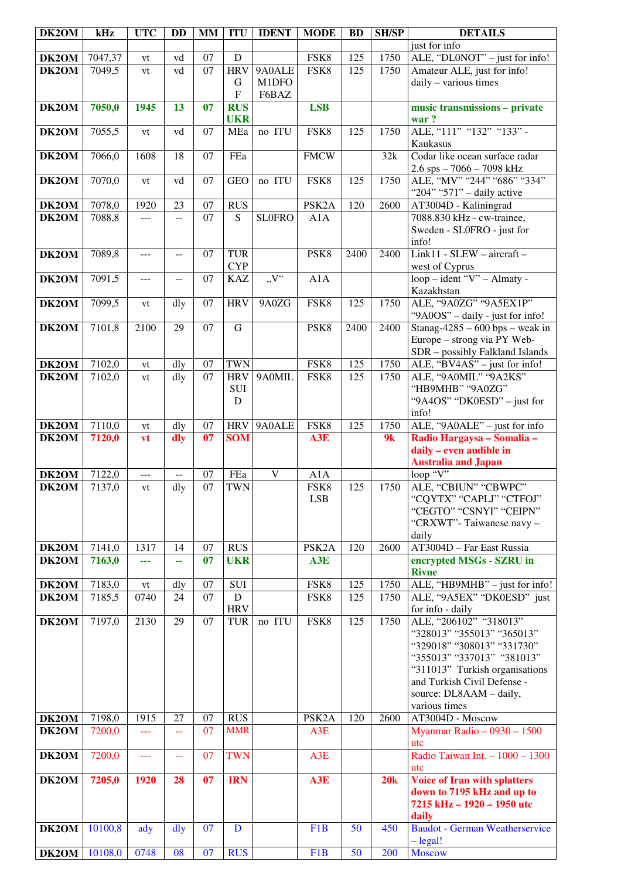| DK2OM | kHz | UTC | DD | MM | ITU | IDENT | MODE | BD | SH/SP | DETAILS |
|---|---|---|---|---|---|---|---|---|---|---|
| | | | | | | | | | | just for info |
| **DK2OM** | 7047,37 | vt | vd | 07 | D | | FSK8 | 125 | 1750 | ALE, "DL0NOT" – just for info! |
| **DK2OM** | 7049,5 | vt | vd | 07 | HRV G F | 9A0ALE M1DFO F6BAZ | FSK8 | 125 | 1750 | Amateur ALE, just for info! daily – various times |
| **DK2OM** | **7050,0** | **1945** | **13** | **07** | **RUS UKR** | | **LSB** | | | **music transmissions – private war ?** |
| **DK2OM** | 7055,5 | vt | vd | 07 | MEa | no ITU | FSK8 | 125 | 1750 | ALE, "111" "132" "133" - Kaukasus |
| **DK2OM** | 7066,0 | 1608 | 18 | 07 | FEa | | FMCW | | 32k | Codar like ocean surface radar 2.6 sps – 7066 – 7098 kHz |
| **DK2OM** | 7070,0 | vt | vd | 07 | GEO | no ITU | FSK8 | 125 | 1750 | ALE, "MV" "244" "686" "334" "204" "571" – daily active |
| **DK2OM** | 7078,0 | 1920 | 23 | 07 | RUS | | PSK2A | 120 | 2600 | AT3004D - Kaliningrad |
| **DK2OM** | 7088,8 | --- | -- | 07 | S | SL0FRO | A1A | | | 7088.830 kHz - cw-trainee, Sweden - SL0FRO - just for info! |
| **DK2OM** | 7089,8 | --- | -- | 07 | TUR CYP | | PSK8 | 2400 | 2400 | Link11 - SLEW – aircraft – west of Cyprus |
| **DK2OM** | 7091,5 | --- | -- | 07 | KAZ | „V" | A1A | | | loop – ident "V" – Almaty - Kazakhstan |
| **DK2OM** | 7099,5 | vt | dly | 07 | HRV | 9A0ZG | FSK8 | 125 | 1750 | ALE, "9A0ZG" "9A5EX1P" "9A0OS" – daily - just for info! |
| **DK2OM** | 7101,8 | 2100 | 29 | 07 | G | | PSK8 | 2400 | 2400 | Stanag-4285 – 600 bps – weak in Europe – strong via PY Web-SDR – possibly Falkland Islands |
| **DK2OM** | 7102,0 | vt | dly | 07 | TWN | | FSK8 | 125 | 1750 | ALE, "BV4AS" – just for info! |
| **DK2OM** | 7102,0 | vt | dly | 07 | HRV SUI D | 9A0MIL | FSK8 | 125 | 1750 | ALE, "9A0MIL" "9A2KS" "HB9MHB" "9A0ZG" "9A4OS" "DK0ESD" – just for info! |
| **DK2OM** | 7110,0 | vt | dly | 07 | HRV | 9A0ALE | FSK8 | 125 | 1750 | ALE, "9A0ALE" – just for info |
| **DK2OM** | **7120,0** | **vt** | **dly** | **07** | **SOM** | | **A3E** | | **9k** | **Radio Hargaysa – Somalia – daily – even audible in Australia and Japan** |
| **DK2OM** | 7122,0 | --- | -- | 07 | FEa | V | A1A | | | loop "V" |
| **DK2OM** | 7137,0 | vt | dly | 07 | TWN | | FSK8 LSB | 125 | 1750 | ALE, "CBIUN" "CBWPC" "CQYTX" "CAPLJ" "CTFOJ" "CEGTO" "CSNYI" "CEIPN" "CRXWT"- Taiwanese navy – daily |
| **DK2OM** | 7141,0 | 1317 | 14 | 07 | RUS | | PSK2A | 120 | 2600 | AT3004D – Far East Russia |
| **DK2OM** | **7163,0** | **---** | **--** | **07** | **UKR** | | **A3E** | | | **encrypted MSGs - SZRU in Rivne** |
| **DK2OM** | 7183,0 | vt | dly | 07 | SUI | | FSK8 | 125 | 1750 | ALE, "HB9MHB" – just for info! |
| **DK2OM** | 7185,5 | 0740 | 24 | 07 | D HRV | | FSK8 | 125 | 1750 | ALE, "9A5EX" "DK0ESD" just for info - daily |
| **DK2OM** | 7197,0 | 2130 | 29 | 07 | TUR | no ITU | FSK8 | 125 | 1750 | ALE, "206102" "318013" "328013" "355013" "365013" "329018" "308013" "331730" "355013" "337013" "381013" "311013" Turkish organisations and Turkish Civil Defense - source: DL8AAM – daily, various times |
| **DK2OM** | 7198,0 | 1915 | 27 | 07 | RUS | | PSK2A | 120 | 2600 | AT3004D - Moscow |
| **DK2OM** | 7200,0 | --- | -- | 07 | MMR | | A3E | | | Myanmar Radio – 0930 – 1500 utc |
| **DK2OM** | 7200,0 | --- | -- | 07 | TWN | | A3E | | | Radio Taiwan Int. – 1000 – 1300 utc |
| **DK2OM** | **7205,0** | **1920** | **28** | **07** | **IRN** | | **A3E** | | **20k** | **Voice of Iran with splatters down to 7195 kHz and up to 7215 kHz – 1920 – 1950 utc daily** |
| **DK2OM** | 10100,8 | ady | dly | 07 | D | | F1B | 50 | 450 | Baudot - German Weatherservice – legal! |
| **DK2OM** | 10108,0 | 0748 | 08 | 07 | RUS | | F1B | 50 | 200 | Moscow |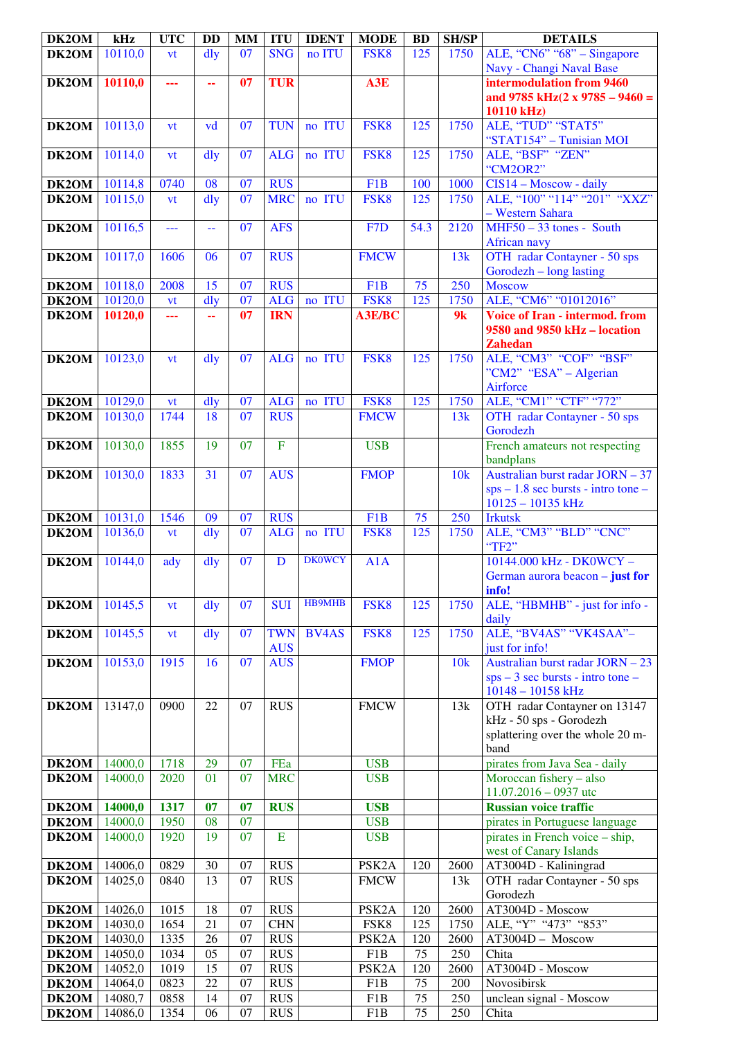| DK2OM | kHz | UTC | DD | MM | ITU | IDENT | MODE | BD | SH/SP | DETAILS |
|---|---|---|---|---|---|---|---|---|---|---|
| DK2OM | 10110,0 | vt | dly | 07 | SNG | no ITU | FSK8 | 125 | 1750 | ALE, "CN6" "68" – Singapore Navy - Changi Naval Base |
| **DK2OM** | **10110,0** | **---** | **--** | **07** | **TUR** | | **A3E** | | | **intermodulation from 9460 and 9785 kHz(2 x 9785 – 9460 = 10110 kHz)** |
| DK2OM | 10113,0 | vt | vd | 07 | TUN | no ITU | FSK8 | 125 | 1750 | ALE, "TUD" "STAT5" "STAT154" – Tunisian MOI |
| DK2OM | 10114,0 | vt | dly | 07 | ALG | no ITU | FSK8 | 125 | 1750 | ALE, "BSF" "ZEN" "CM2OR2" |
| DK2OM | 10114,8 | 0740 | 08 | 07 | RUS | | F1B | 100 | 1000 | CIS14 – Moscow - daily |
| DK2OM | 10115,0 | vt | dly | 07 | MRC | no ITU | FSK8 | 125 | 1750 | ALE, "100" "114" "201" "XXZ" – Western Sahara |
| DK2OM | 10116,5 | --- | -- | 07 | AFS | | F7D | 54.3 | 2120 | MHF50 – 33 tones - South African navy |
| DK2OM | 10117,0 | 1606 | 06 | 07 | RUS | | FMCW | | 13k | OTH radar Contayner - 50 sps Gorodezh – long lasting |
| DK2OM | 10118,0 | 2008 | 15 | 07 | RUS | | F1B | 75 | 250 | Moscow |
| DK2OM | 10120,0 | vt | dly | 07 | ALG | no ITU | FSK8 | 125 | 1750 | ALE, "CM6" "01012016" |
| **DK2OM** | **10120,0** | **---** | **--** | **07** | **IRN** | | **A3E/BC** | | **9k** | **Voice of Iran - intermod. from 9580 and 9850 kHz – location Zahedan** |
| DK2OM | 10123,0 | vt | dly | 07 | ALG | no ITU | FSK8 | 125 | 1750 | ALE, "CM3" "COF" "BSF" "CM2" "ESA" – Algerian Airforce |
| DK2OM | 10129,0 | vt | dly | 07 | ALG | no ITU | FSK8 | 125 | 1750 | ALE, "CM1" "CTF" "772" |
| DK2OM | 10130,0 | 1744 | 18 | 07 | RUS | | FMCW | | 13k | OTH radar Contayner - 50 sps Gorodezh |
| DK2OM | 10130,0 | 1855 | 19 | 07 | F | | USB | | | French amateurs not respecting bandplans |
| DK2OM | 10130,0 | 1833 | 31 | 07 | AUS | | FMOP | | 10k | Australian burst radar JORN – 37 sps – 1.8 sec bursts - intro tone – 10125 – 10135 kHz |
| DK2OM | 10131,0 | 1546 | 09 | 07 | RUS | | F1B | 75 | 250 | Irkutsk |
| DK2OM | 10136,0 | vt | dly | 07 | ALG | no ITU | FSK8 | 125 | 1750 | ALE, "CM3" "BLD" "CNC" "TF2" |
| DK2OM | 10144,0 | ady | dly | 07 | D | DK0WCY | A1A | | | 10144.000 kHz - DK0WCY – German aurora beacon – **just for info!** |
| DK2OM | 10145,5 | vt | dly | 07 | SUI | HB9MHB | FSK8 | 125 | 1750 | ALE, "HBMHB" - just for info - daily |
| DK2OM | 10145,5 | vt | dly | 07 | TWN AUS | BV4AS | FSK8 | 125 | 1750 | ALE, "BV4AS" "VK4SAA"– just for info! |
| DK2OM | 10153,0 | 1915 | 16 | 07 | AUS | | FMOP | | 10k | Australian burst radar JORN – 23 sps – 3 sec bursts - intro tone – 10148 – 10158 kHz |
| DK2OM | 13147,0 | 0900 | 22 | 07 | RUS | | FMCW | | 13k | OTH radar Contayner on 13147 kHz - 50 sps - Gorodezh splattering over the whole 20 m-band |
| DK2OM | 14000,0 | 1718 | 29 | 07 | FEa | | USB | | | pirates from Java Sea - daily |
| DK2OM | 14000,0 | 2020 | 01 | 07 | MRC | | USB | | | Moroccan fishery – also 11.07.2016 – 0937 utc |
| **DK2OM** | **14000,0** | **1317** | **07** | **07** | **RUS** | | **USB** | | | **Russian voice traffic** |
| DK2OM | 14000,0 | 1950 | 08 | 07 | | | USB | | | pirates in Portuguese language |
| DK2OM | 14000,0 | 1920 | 19 | 07 | E | | USB | | | pirates in French voice – ship, west of Canary Islands |
| DK2OM | 14006,0 | 0829 | 30 | 07 | RUS | | PSK2A | 120 | 2600 | AT3004D - Kaliningrad |
| DK2OM | 14025,0 | 0840 | 13 | 07 | RUS | | FMCW | | 13k | OTH radar Contayner - 50 sps Gorodezh |
| DK2OM | 14026,0 | 1015 | 18 | 07 | RUS | | PSK2A | 120 | 2600 | AT3004D - Moscow |
| DK2OM | 14030,0 | 1654 | 21 | 07 | CHN | | FSK8 | 125 | 1750 | ALE, "Y" "473" "853" |
| DK2OM | 14030,0 | 1335 | 26 | 07 | RUS | | PSK2A | 120 | 2600 | AT3004D – Moscow |
| DK2OM | 14050,0 | 1034 | 05 | 07 | RUS | | F1B | 75 | 250 | Chita |
| DK2OM | 14052,0 | 1019 | 15 | 07 | RUS | | PSK2A | 120 | 2600 | AT3004D - Moscow |
| DK2OM | 14064,0 | 0823 | 22 | 07 | RUS | | F1B | 75 | 200 | Novosibirsk |
| DK2OM | 14080,7 | 0858 | 14 | 07 | RUS | | F1B | 75 | 250 | unclean signal - Moscow |
| DK2OM | 14086,0 | 1354 | 06 | 07 | RUS | | F1B | 75 | 250 | Chita |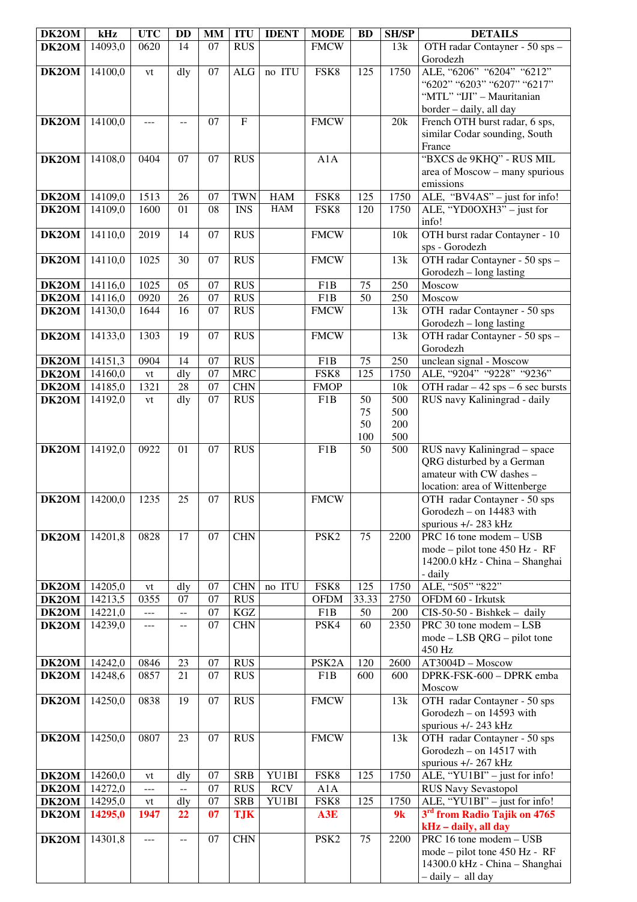| DK2OM | kHz | UTC | DD | MM | ITU | IDENT | MODE | BD | SH/SP | DETAILS |
|---|---|---|---|---|---|---|---|---|---|---|
| DK2OM | 14093,0 | 0620 | 14 | 07 | RUS | | FMCW | | 13k | OTH radar Contayner - 50 sps – Gorodezh |
| DK2OM | 14100,0 | vt | dly | 07 | ALG | no ITU | FSK8 | 125 | 1750 | ALE, "6206" "6204" "6212" "6202" "6203" "6207" "6217" "MTL" "IJI" – Mauritanian border – daily, all day |
| DK2OM | 14100,0 | --- | -- | 07 | F | | FMCW | | 20k | French OTH burst radar, 6 sps, similar Codar sounding, South France |
| DK2OM | 14108,0 | 0404 | 07 | 07 | RUS | | A1A | | | "BXCS de 9KHQ" - RUS MIL area of Moscow – many spurious emissions |
| DK2OM | 14109,0 | 1513 | 26 | 07 | TWN | HAM | FSK8 | 125 | 1750 | ALE, "BV4AS" – just for info! |
| DK2OM | 14109,0 | 1600 | 01 | 08 | INS | HAM | FSK8 | 120 | 1750 | ALE, "YD0OXH3" – just for info! |
| DK2OM | 14110,0 | 2019 | 14 | 07 | RUS | | FMCW | | 10k | OTH burst radar Contayner - 10 sps - Gorodezh |
| DK2OM | 14110,0 | 1025 | 30 | 07 | RUS | | FMCW | | 13k | OTH radar Contayner - 50 sps – Gorodezh – long lasting |
| DK2OM | 14116,0 | 1025 | 05 | 07 | RUS | | F1B | 75 | 250 | Moscow |
| DK2OM | 14116,0 | 0920 | 26 | 07 | RUS | | F1B | 50 | 250 | Moscow |
| DK2OM | 14130,0 | 1644 | 16 | 07 | RUS | | FMCW | | 13k | OTH radar Contayner - 50 sps Gorodezh – long lasting |
| DK2OM | 14133,0 | 1303 | 19 | 07 | RUS | | FMCW | | 13k | OTH radar Contayner - 50 sps – Gorodezh |
| DK2OM | 14151,3 | 0904 | 14 | 07 | RUS | | F1B | 75 | 250 | unclean signal - Moscow |
| DK2OM | 14160,0 | vt | dly | 07 | MRC | | FSK8 | 125 | 1750 | ALE, "9204" "9228" "9236" |
| DK2OM | 14185,0 | 1321 | 28 | 07 | CHN | | FMOP | | 10k | OTH radar – 42 sps – 6 sec bursts |
| DK2OM | 14192,0 | vt | dly | 07 | RUS | | F1B | 50<br>75<br>50<br>100 | 500<br>500<br>200<br>500 | RUS navy Kaliningrad - daily |
| DK2OM | 14192,0 | 0922 | 01 | 07 | RUS | | F1B | 50 | 500 | RUS navy Kaliningrad – space QRG disturbed by a German amateur with CW dashes – location: area of Wittenberge |
| DK2OM | 14200,0 | 1235 | 25 | 07 | RUS | | FMCW | | | OTH radar Contayner - 50 sps Gorodezh – on 14483 with spurious +/- 283 kHz |
| DK2OM | 14201,8 | 0828 | 17 | 07 | CHN | | PSK2 | 75 | 2200 | PRC 16 tone modem – USB mode – pilot tone 450 Hz - RF 14200.0 kHz - China – Shanghai - daily |
| DK2OM | 14205,0 | vt | dly | 07 | CHN | no ITU | FSK8 | 125 | 1750 | ALE, "505" "822" |
| DK2OM | 14213,5 | 0355 | 07 | 07 | RUS | | OFDM | 33.33 | 2750 | OFDM 60 - Irkutsk |
| DK2OM | 14221,0 | --- | -- | 07 | KGZ | | F1B | 50 | 200 | CIS-50-50 - Bishkek – daily |
| DK2OM | 14239,0 | --- | -- | 07 | CHN | | PSK4 | 60 | 2350 | PRC 30 tone modem – LSB mode – LSB QRG – pilot tone 450 Hz |
| DK2OM | 14242,0 | 0846 | 23 | 07 | RUS | | PSK2A | 120 | 2600 | AT3004D – Moscow |
| DK2OM | 14248,6 | 0857 | 21 | 07 | RUS | | F1B | 600 | 600 | DPRK-FSK-600 – DPRK emba Moscow |
| DK2OM | 14250,0 | 0838 | 19 | 07 | RUS | | FMCW | | 13k | OTH radar Contayner - 50 sps Gorodezh – on 14593 with spurious +/- 243 kHz |
| DK2OM | 14250,0 | 0807 | 23 | 07 | RUS | | FMCW | | 13k | OTH radar Contayner - 50 sps Gorodezh – on 14517 with spurious +/- 267 kHz |
| DK2OM | 14260,0 | vt | dly | 07 | SRB | YU1BI | FSK8 | 125 | 1750 | ALE, "YU1BI" – just for info! |
| DK2OM | 14272,0 | --- | -- | 07 | RUS | RCV | A1A | | | RUS Navy Sevastopol |
| DK2OM | 14295,0 | vt | dly | 07 | SRB | YU1BI | FSK8 | 125 | 1750 | ALE, "YU1BI" – just for info! |
| DK2OM | **14295,0** | **1947** | **22** | **07** | **TJK** | | **A3E** | | **9k** | **3rd from Radio Tajik on 4765 kHz – daily, all day** |
| DK2OM | 14301,8 | --- | -- | 07 | CHN | | PSK2 | 75 | 2200 | PRC 16 tone modem – USB mode – pilot tone 450 Hz - RF 14300.0 kHz - China – Shanghai – daily – all day |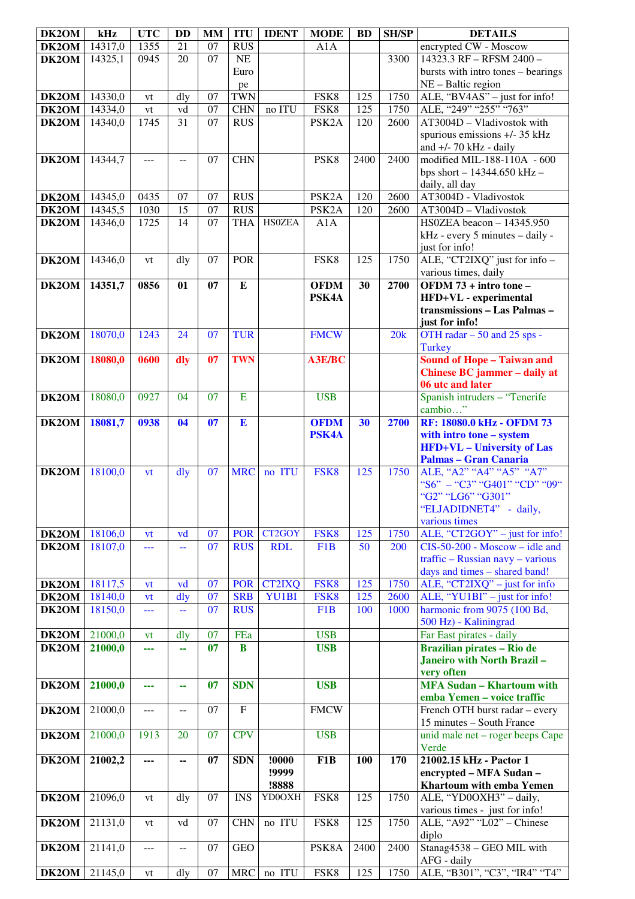| DK2OM | kHz | UTC | DD | MM | ITU | IDENT | MODE | BD | SH/SP | DETAILS |
|---|---|---|---|---|---|---|---|---|---|---|
| DK2OM | 14317,0 | 1355 | 21 | 07 | RUS | | A1A | | | encrypted CW - Moscow |
| DK2OM | 14325,1 | 0945 | 20 | 07 | NE Europe | | | | 3300 | 14323.3 RF – RFSM 2400 – bursts with intro tones – bearings NE – Baltic region |
| DK2OM | 14330,0 | vt | dly | 07 | TWN | | FSK8 | 125 | 1750 | ALE, "BV4AS" – just for info! |
| DK2OM | 14334,0 | vt | vd | 07 | CHN | no ITU | FSK8 | 125 | 1750 | ALE, "249" "255" "763" |
| DK2OM | 14340,0 | 1745 | 31 | 07 | RUS | | PSK2A | 120 | 2600 | AT3004D – Vladivostok with spurious emissions +/- 35 kHz and +/- 70 kHz - daily |
| DK2OM | 14344,7 | --- | -- | 07 | CHN | | PSK8 | 2400 | 2400 | modified MIL-188-110A - 600 bps short – 14344.650 kHz – daily, all day |
| DK2OM | 14345,0 | 0435 | 07 | 07 | RUS | | PSK2A | 120 | 2600 | AT3004D - Vladivostok |
| DK2OM | 14345,5 | 1030 | 15 | 07 | RUS | | PSK2A | 120 | 2600 | AT3004D – Vladivostok |
| DK2OM | 14346,0 | 1725 | 14 | 07 | THA | HS0ZEA | A1A | | | HS0ZEA beacon – 14345.950 kHz - every 5 minutes – daily - just for info! |
| DK2OM | 14346,0 | vt | dly | 07 | POR | | FSK8 | 125 | 1750 | ALE, "CT2IXQ" just for info – various times, daily |
| **DK2OM** | **14351,7** | **0856** | **01** | **07** | **E** | | **OFDM PSK4A** | **30** | **2700** | **OFDM 73 + intro tone – HFD+VL - experimental transmissions – Las Palmas – just for info!** |
| DK2OM | 18070,0 | 1243 | 24 | 07 | TUR | | FMCW | | 20k | OTH radar – 50 and 25 sps - Turkey |
| **DK2OM** | **18080,0** | **0600** | **dly** | **07** | **TWN** | | **A3E/BC** | | | **Sound of Hope – Taiwan and Chinese BC jammer – daily at 06 utc and later** |
| DK2OM | 18080,0 | 0927 | 04 | 07 | E | | USB | | | Spanish intruders – "Tenerife cambio…" |
| **DK2OM** | **18081,7** | **0938** | **04** | **07** | **E** | | **OFDM PSK4A** | **30** | **2700** | **RF: 18080.0 kHz - OFDM 73 with intro tone – system HFD+VL – University of Las Palmas – Gran Canaria** |
| DK2OM | 18100,0 | vt | dly | 07 | MRC | no ITU | FSK8 | 125 | 1750 | ALE, "A2" "A4" "A5" "A7" "S6" – "C3" "G401" "CD" "09" "G2" "LG6" "G301" "ELJADIDNET4" - daily, various times |
| DK2OM | 18106,0 | vt | vd | 07 | POR | CT2GOY | FSK8 | 125 | 1750 | ALE, "CT2GOY" – just for info! |
| DK2OM | 18107,0 | --- | -- | 07 | RUS | RDL | F1B | 50 | 200 | CIS-50-200 - Moscow – idle and traffic – Russian navy – various days and times – shared band! |
| DK2OM | 18117,5 | vt | vd | 07 | POR | CT2IXQ | FSK8 | 125 | 1750 | ALE, "CT2IXQ" – just for info |
| DK2OM | 18140,0 | vt | dly | 07 | SRB | YU1BI | FSK8 | 125 | 2600 | ALE, "YU1BI" – just for info! |
| DK2OM | 18150,0 | --- | -- | 07 | RUS | | F1B | 100 | 1000 | harmonic from 9075 (100 Bd, 500 Hz) - Kaliningrad |
| DK2OM | 21000,0 | vt | dly | 07 | FEa | | USB | | | Far East pirates - daily |
| **DK2OM** | **21000,0** | **---** | **--** | **07** | **B** | | **USB** | | | **Brazilian pirates – Rio de Janeiro with North Brazil – very often** |
| **DK2OM** | **21000,0** | **---** | **--** | **07** | **SDN** | | **USB** | | | **MFA Sudan – Khartoum with emba Yemen – voice traffic** |
| DK2OM | 21000,0 | --- | -- | 07 | F | | FMCW | | | French OTH burst radar – every 15 minutes – South France |
| DK2OM | 21000,0 | 1913 | 20 | 07 | CPV | | USB | | | unid male net – roger beeps Cape Verde |
| **DK2OM** | **21002,2** | **---** | **--** | **07** | **SDN** | **!0000 !9999 !8888** | **F1B** | **100** | **170** | **21002.15 kHz - Pactor 1 encrypted – MFA Sudan – Khartoum with emba Yemen** |
| DK2OM | 21096,0 | vt | dly | 07 | INS | YD0OXH | FSK8 | 125 | 1750 | ALE, "YD0OXH3" – daily, various times - just for info! |
| DK2OM | 21131,0 | vt | vd | 07 | CHN | no ITU | FSK8 | 125 | 1750 | ALE, "A92" "L02" – Chinese diplo |
| DK2OM | 21141,0 | --- | -- | 07 | GEO | | PSK8A | 2400 | 2400 | Stanag4538 – GEO MIL with AFG - daily |
| DK2OM | 21145,0 | vt | dly | 07 | MRC | no ITU | FSK8 | 125 | 1750 | ALE, "B301", "C3", "IR4" "T4" |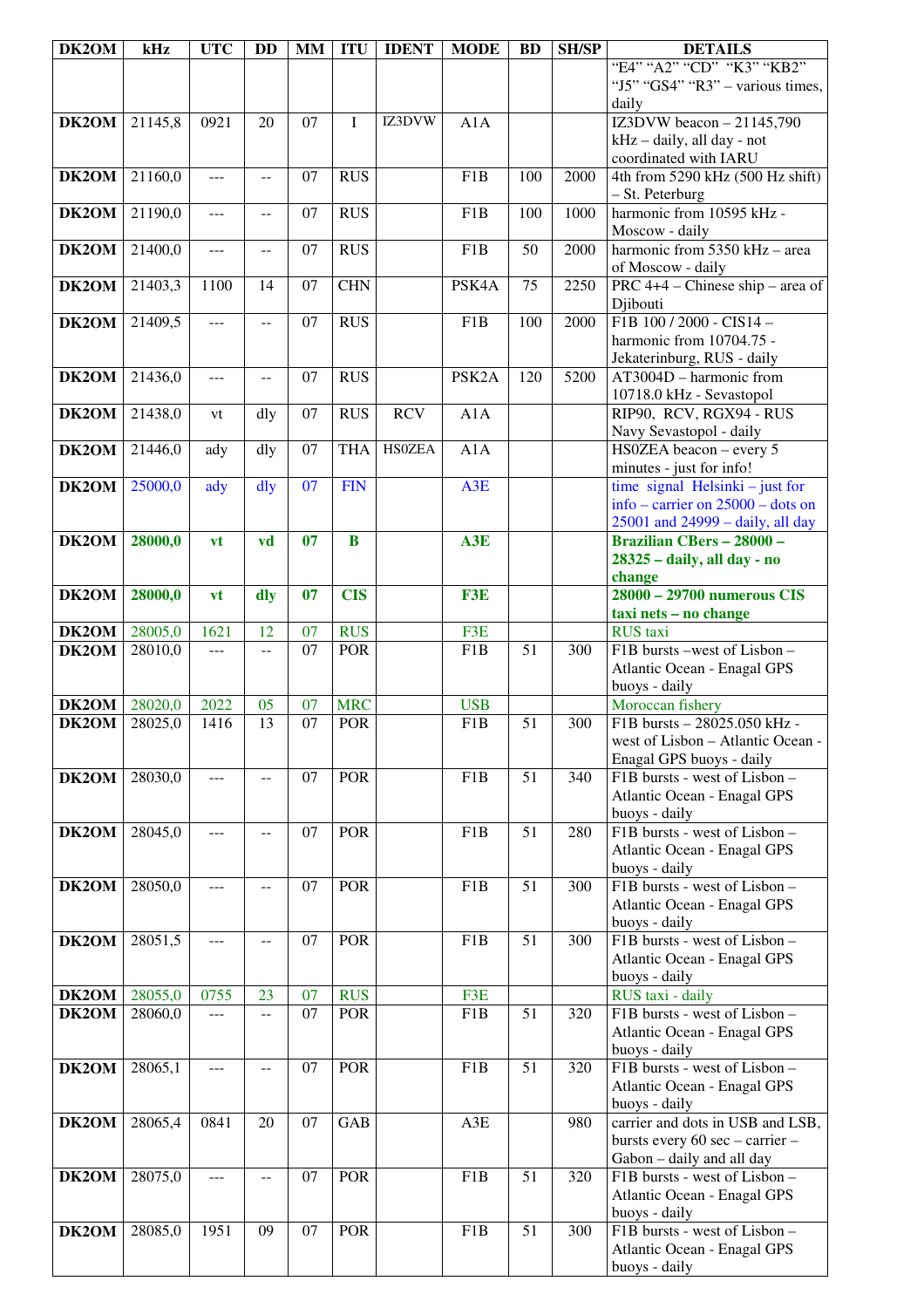| DK2OM | kHz | UTC | DD | MM | ITU | IDENT | MODE | BD | SH/SP | DETAILS |
|---|---|---|---|---|---|---|---|---|---|---|
| | | | | | | | | | | "E4" "A2" "CD" "K3" "KB2" "J5" "GS4" "R3" – various times, daily |
| DK2OM | 21145,8 | 0921 | 20 | 07 | I | IZ3DVW | A1A | | | IZ3DVW beacon – 21145,790 kHz – daily, all day - not coordinated with IARU |
| DK2OM | 21160,0 | --- | -- | 07 | RUS | | F1B | 100 | 2000 | 4th from 5290 kHz (500 Hz shift) – St. Peterburg |
| DK2OM | 21190,0 | --- | -- | 07 | RUS | | F1B | 100 | 1000 | harmonic from 10595 kHz - Moscow - daily |
| DK2OM | 21400,0 | --- | -- | 07 | RUS | | F1B | 50 | 2000 | harmonic from 5350 kHz – area of Moscow - daily |
| DK2OM | 21403,3 | 1100 | 14 | 07 | CHN | | PSK4A | 75 | 2250 | PRC 4+4 – Chinese ship – area of Djibouti |
| DK2OM | 21409,5 | --- | -- | 07 | RUS | | F1B | 100 | 2000 | F1B 100 / 2000 - CIS14 – harmonic from 10704.75 - Jekaterinburg, RUS - daily |
| DK2OM | 21436,0 | --- | -- | 07 | RUS | | PSK2A | 120 | 5200 | AT3004D – harmonic from 10718.0 kHz - Sevastopol |
| DK2OM | 21438,0 | vt | dly | 07 | RUS | RCV | A1A | | | RIP90, RCV, RGX94 - RUS Navy Sevastopol - daily |
| DK2OM | 21446,0 | ady | dly | 07 | THA | HS0ZEA | A1A | | | HS0ZEA beacon – every 5 minutes - just for info! |
| DK2OM | 25000,0 | ady | dly | 07 | FIN | | A3E | | | time signal Helsinki – just for info – carrier on 25000 – dots on 25001 and 24999 – daily, all day |
| DK2OM | **28000,0** | **vt** | **vd** | **07** | **B** | | **A3E** | | | **Brazilian CBers – 28000 – 28325 – daily, all day - no change** |
| DK2OM | **28000,0** | **vt** | **dly** | **07** | **CIS** | | **F3E** | | | **28000 – 29700 numerous CIS taxi nets – no change** |
| DK2OM | 28005,0 | 1621 | 12 | 07 | RUS | | F3E | | | RUS taxi |
| DK2OM | 28010,0 | --- | -- | 07 | POR | | F1B | 51 | 300 | F1B bursts –west of Lisbon – Atlantic Ocean - Enagal GPS buoys - daily |
| DK2OM | 28020,0 | 2022 | 05 | 07 | MRC | | USB | | | Moroccan fishery |
| DK2OM | 28025,0 | 1416 | 13 | 07 | POR | | F1B | 51 | 300 | F1B bursts – 28025.050 kHz - west of Lisbon – Atlantic Ocean - Enagal GPS buoys - daily |
| DK2OM | 28030,0 | --- | -- | 07 | POR | | F1B | 51 | 340 | F1B bursts - west of Lisbon – Atlantic Ocean - Enagal GPS buoys - daily |
| DK2OM | 28045,0 | --- | -- | 07 | POR | | F1B | 51 | 280 | F1B bursts - west of Lisbon – Atlantic Ocean - Enagal GPS buoys - daily |
| DK2OM | 28050,0 | --- | -- | 07 | POR | | F1B | 51 | 300 | F1B bursts - west of Lisbon – Atlantic Ocean - Enagal GPS buoys - daily |
| DK2OM | 28051,5 | --- | -- | 07 | POR | | F1B | 51 | 300 | F1B bursts - west of Lisbon – Atlantic Ocean - Enagal GPS buoys - daily |
| DK2OM | 28055,0 | 0755 | 23 | 07 | RUS | | F3E | | | RUS taxi - daily |
| DK2OM | 28060,0 | --- | -- | 07 | POR | | F1B | 51 | 320 | F1B bursts - west of Lisbon – Atlantic Ocean - Enagal GPS buoys - daily |
| DK2OM | 28065,1 | --- | -- | 07 | POR | | F1B | 51 | 320 | F1B bursts - west of Lisbon – Atlantic Ocean - Enagal GPS buoys - daily |
| DK2OM | 28065,4 | 0841 | 20 | 07 | GAB | | A3E | | 980 | carrier and dots in USB and LSB, bursts every 60 sec – carrier – Gabon – daily and all day |
| DK2OM | 28075,0 | --- | -- | 07 | POR | | F1B | 51 | 320 | F1B bursts - west of Lisbon – Atlantic Ocean - Enagal GPS buoys - daily |
| DK2OM | 28085,0 | 1951 | 09 | 07 | POR | | F1B | 51 | 300 | F1B bursts - west of Lisbon – Atlantic Ocean - Enagal GPS buoys - daily |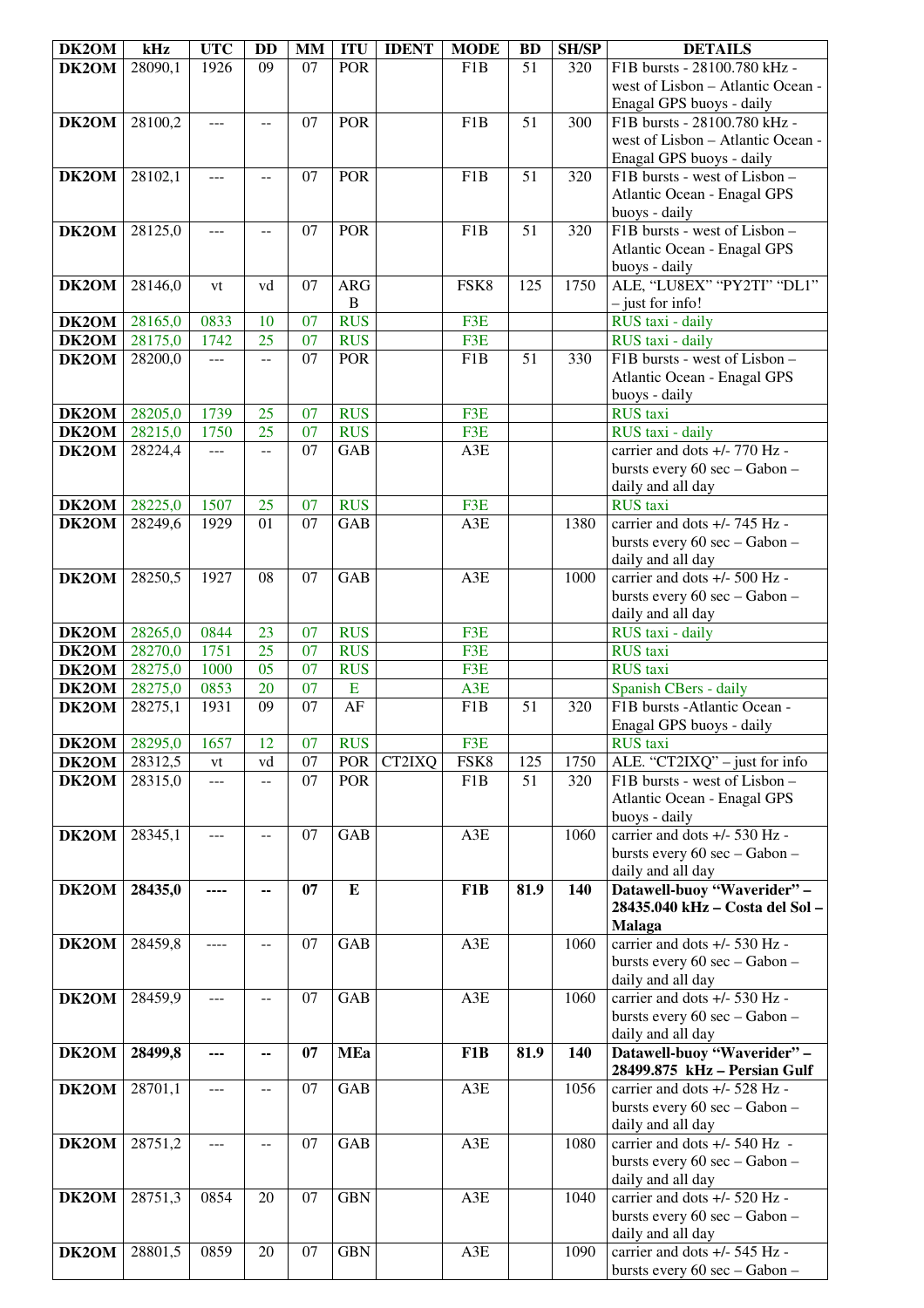| DK2OM | kHz | UTC | DD | MM | ITU | IDENT | MODE | BD | SH/SP | DETAILS |
|---|---|---|---|---|---|---|---|---|---|---|
| DK2OM | 28090,1 | 1926 | 09 | 07 | POR | | F1B | 51 | 320 | F1B bursts - 28100.780 kHz - west of Lisbon – Atlantic Ocean - Enagal GPS buoys - daily |
| DK2OM | 28100,2 | --- | -- | 07 | POR | | F1B | 51 | 300 | F1B bursts - 28100.780 kHz - west of Lisbon – Atlantic Ocean - Enagal GPS buoys - daily |
| DK2OM | 28102,1 | --- | -- | 07 | POR | | F1B | 51 | 320 | F1B bursts - west of Lisbon – Atlantic Ocean - Enagal GPS buoys - daily |
| DK2OM | 28125,0 | --- | -- | 07 | POR | | F1B | 51 | 320 | F1B bursts - west of Lisbon – Atlantic Ocean - Enagal GPS buoys - daily |
| DK2OM | 28146,0 | vt | vd | 07 | ARGB | | FSK8 | 125 | 1750 | ALE, "LU8EX" "PY2TI" "DL1" – just for info! |
| DK2OM | 28165,0 | 0833 | 10 | 07 | RUS | | F3E | | | RUS taxi - daily |
| DK2OM | 28175,0 | 1742 | 25 | 07 | RUS | | F3E | | | RUS taxi - daily |
| DK2OM | 28200,0 | --- | -- | 07 | POR | | F1B | 51 | 330 | F1B bursts - west of Lisbon – Atlantic Ocean - Enagal GPS buoys - daily |
| DK2OM | 28205,0 | 1739 | 25 | 07 | RUS | | F3E | | | RUS taxi |
| DK2OM | 28215,0 | 1750 | 25 | 07 | RUS | | F3E | | | RUS taxi - daily |
| DK2OM | 28224,4 | --- | -- | 07 | GAB | | A3E | | | carrier and dots +/- 770 Hz - bursts every 60 sec – Gabon – daily and all day |
| DK2OM | 28225,0 | 1507 | 25 | 07 | RUS | | F3E | | | RUS taxi |
| DK2OM | 28249,6 | 1929 | 01 | 07 | GAB | | A3E | | 1380 | carrier and dots +/- 745 Hz - bursts every 60 sec – Gabon – daily and all day |
| DK2OM | 28250,5 | 1927 | 08 | 07 | GAB | | A3E | | 1000 | carrier and dots +/- 500 Hz - bursts every 60 sec – Gabon – daily and all day |
| DK2OM | 28265,0 | 0844 | 23 | 07 | RUS | | F3E | | | RUS taxi - daily |
| DK2OM | 28270,0 | 1751 | 25 | 07 | RUS | | F3E | | | RUS taxi |
| DK2OM | 28275,0 | 1000 | 05 | 07 | RUS | | F3E | | | RUS taxi |
| DK2OM | 28275,0 | 0853 | 20 | 07 | E | | A3E | | | Spanish CBers - daily |
| DK2OM | 28275,1 | 1931 | 09 | 07 | AF | | F1B | 51 | 320 | F1B bursts -Atlantic Ocean - Enagal GPS buoys - daily |
| DK2OM | 28295,0 | 1657 | 12 | 07 | RUS | | F3E | | | RUS taxi |
| DK2OM | 28312,5 | vt | vd | 07 | POR | CT2IXQ | FSK8 | 125 | 1750 | ALE. "CT2IXQ" – just for info |
| DK2OM | 28315,0 | --- | -- | 07 | POR | | F1B | 51 | 320 | F1B bursts - west of Lisbon – Atlantic Ocean - Enagal GPS buoys - daily |
| DK2OM | 28345,1 | --- | -- | 07 | GAB | | A3E | | 1060 | carrier and dots +/- 530 Hz - bursts every 60 sec – Gabon – daily and all day |
| **DK2OM** | **28435,0** | **----** | **--** | **07** | **E** | | **F1B** | **81.9** | **140** | **Datawell-buoy "Waverider" – 28435.040 kHz – Costa del Sol – Malaga** |
| DK2OM | 28459,8 | ---- | -- | 07 | GAB | | A3E | | 1060 | carrier and dots +/- 530 Hz - bursts every 60 sec – Gabon – daily and all day |
| DK2OM | 28459,9 | --- | -- | 07 | GAB | | A3E | | 1060 | carrier and dots +/- 530 Hz - bursts every 60 sec – Gabon – daily and all day |
| **DK2OM** | **28499,8** | **---** | **--** | **07** | **MEa** | | **F1B** | **81.9** | **140** | **Datawell-buoy "Waverider" – 28499.875 kHz – Persian Gulf** |
| DK2OM | 28701,1 | --- | -- | 07 | GAB | | A3E | | 1056 | carrier and dots +/- 528 Hz - bursts every 60 sec – Gabon – daily and all day |
| DK2OM | 28751,2 | --- | -- | 07 | GAB | | A3E | | 1080 | carrier and dots +/- 540 Hz - bursts every 60 sec – Gabon – daily and all day |
| DK2OM | 28751,3 | 0854 | 20 | 07 | GBN | | A3E | | 1040 | carrier and dots +/- 520 Hz - bursts every 60 sec – Gabon – daily and all day |
| DK2OM | 28801,5 | 0859 | 20 | 07 | GBN | | A3E | | 1090 | carrier and dots +/- 545 Hz - bursts every 60 sec – Gabon – |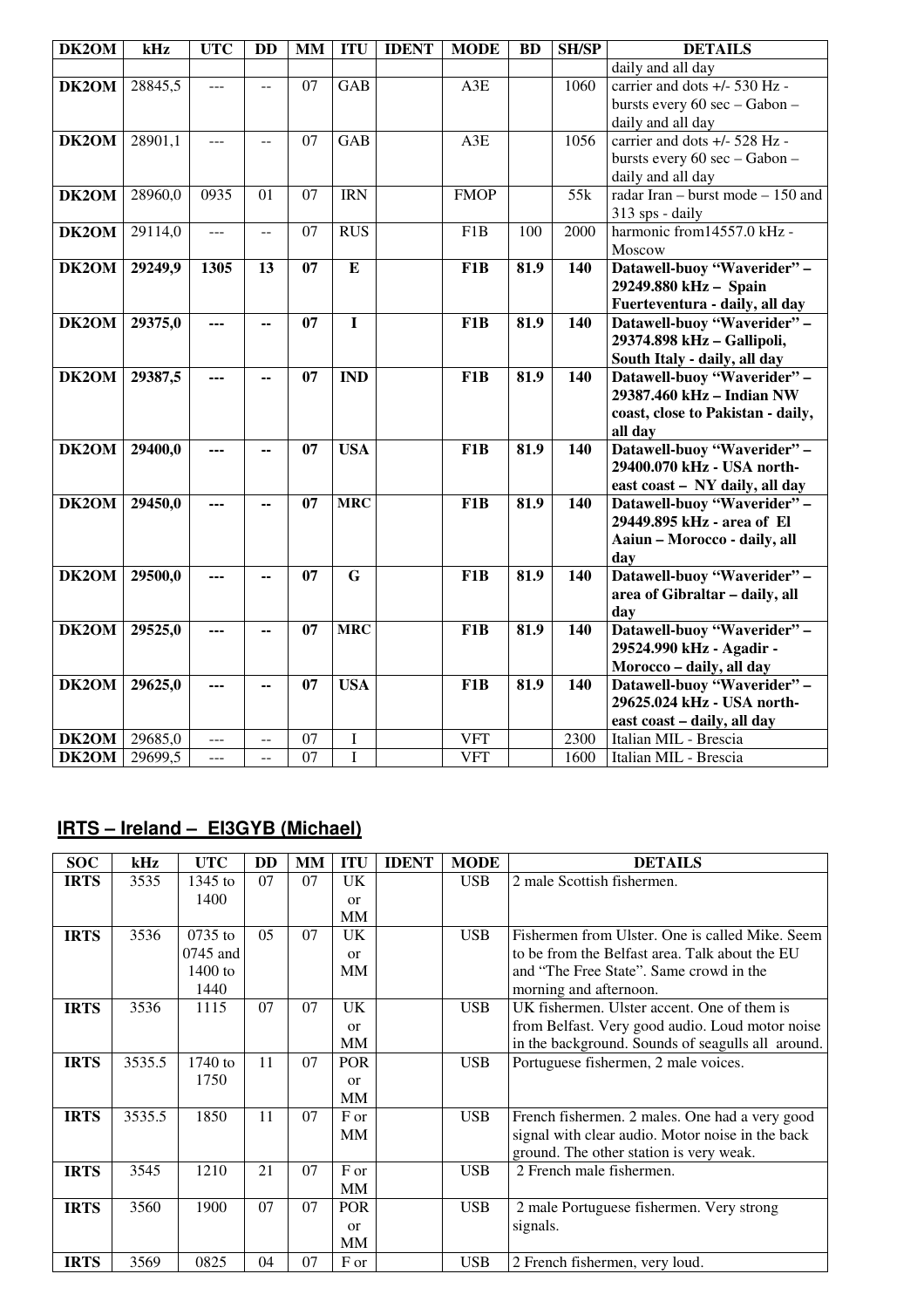| DK2OM | kHz | UTC | DD | MM | ITU | IDENT | MODE | BD | SH/SP | DETAILS |
|---|---|---|---|---|---|---|---|---|---|---|
| | | | | | | | | | | daily and all day |
| **DK2OM** | 28845,5 | --- | -- | 07 | GAB | | A3E | | 1060 | carrier and dots +/- 530 Hz - bursts every 60 sec – Gabon – daily and all day |
| **DK2OM** | 28901,1 | --- | -- | 07 | GAB | | A3E | | 1056 | carrier and dots +/- 528 Hz - bursts every 60 sec – Gabon – daily and all day |
| **DK2OM** | 28960,0 | 0935 | 01 | 07 | IRN | | FMOP | | 55k | radar Iran – burst mode – 150 and 313 sps - daily |
| **DK2OM** | 29114,0 | --- | -- | 07 | RUS | | F1B | 100 | 2000 | harmonic from14557.0 kHz - Moscow |
| **DK2OM** | **29249,9** | **1305** | **13** | **07** | **E** | | **F1B** | **81.9** | **140** | **Datawell-buoy "Waverider" – 29249.880 kHz – Spain Fuerteventura - daily, all day** |
| **DK2OM** | **29375,0** | **---** | **--** | **07** | **I** | | **F1B** | **81.9** | **140** | **Datawell-buoy "Waverider" – 29374.898 kHz – Gallipoli, South Italy - daily, all day** |
| **DK2OM** | **29387,5** | **---** | **--** | **07** | **IND** | | **F1B** | **81.9** | **140** | **Datawell-buoy "Waverider" – 29387.460 kHz – Indian NW coast, close to Pakistan - daily, all day** |
| **DK2OM** | **29400,0** | **---** | **--** | **07** | **USA** | | **F1B** | **81.9** | **140** | **Datawell-buoy "Waverider" – 29400.070 kHz - USA north-east coast – NY daily, all day** |
| **DK2OM** | **29450,0** | **---** | **--** | **07** | **MRC** | | **F1B** | **81.9** | **140** | **Datawell-buoy "Waverider" – 29449.895 kHz - area of El Aaiun – Morocco - daily, all day** |
| **DK2OM** | **29500,0** | **---** | **--** | **07** | **G** | | **F1B** | **81.9** | **140** | **Datawell-buoy "Waverider" – area of Gibraltar – daily, all day** |
| **DK2OM** | **29525,0** | **---** | **--** | **07** | **MRC** | | **F1B** | **81.9** | **140** | **Datawell-buoy "Waverider" – 29524.990 kHz - Agadir - Morocco – daily, all day** |
| **DK2OM** | **29625,0** | **---** | **--** | **07** | **USA** | | **F1B** | **81.9** | **140** | **Datawell-buoy "Waverider" – 29625.024 kHz - USA north-east coast – daily, all day** |
| **DK2OM** | 29685,0 | --- | -- | 07 | I | | VFT | | 2300 | Italian MIL - Brescia |
| **DK2OM** | 29699,5 | --- | -- | 07 | I | | VFT | | 1600 | Italian MIL - Brescia |

## IRTS – Ireland – EI3GYB (Michael)

| SOC | kHz | UTC | DD | MM | ITU | IDENT | MODE | DETAILS |
|---|---|---|---|---|---|---|---|---|
| **IRTS** | 3535 | 1345 to 1400 | 07 | 07 | UK or MM | | USB | 2 male Scottish fishermen. |
| **IRTS** | 3536 | 0735 to 0745 and 1400 to 1440 | 05 | 07 | UK or MM | | USB | Fishermen from Ulster. One is called Mike. Seem to be from the Belfast area. Talk about the EU and "The Free State". Same crowd in the morning and afternoon. |
| **IRTS** | 3536 | 1115 | 07 | 07 | UK or MM | | USB | UK fishermen. Ulster accent. One of them is from Belfast. Very good audio. Loud motor noise in the background. Sounds of seagulls all around. |
| **IRTS** | 3535.5 | 1740 to 1750 | 11 | 07 | POR or MM | | USB | Portuguese fishermen, 2 male voices. |
| **IRTS** | 3535.5 | 1850 | 11 | 07 | F or MM | | USB | French fishermen. 2 males. One had a very good signal with clear audio. Motor noise in the back ground. The other station is very weak. |
| **IRTS** | 3545 | 1210 | 21 | 07 | F or MM | | USB | 2 French male fishermen. |
| **IRTS** | 3560 | 1900 | 07 | 07 | POR or MM | | USB | 2 male Portuguese fishermen. Very strong signals. |
| **IRTS** | 3569 | 0825 | 04 | 07 | F or | | USB | 2 French fishermen, very loud. |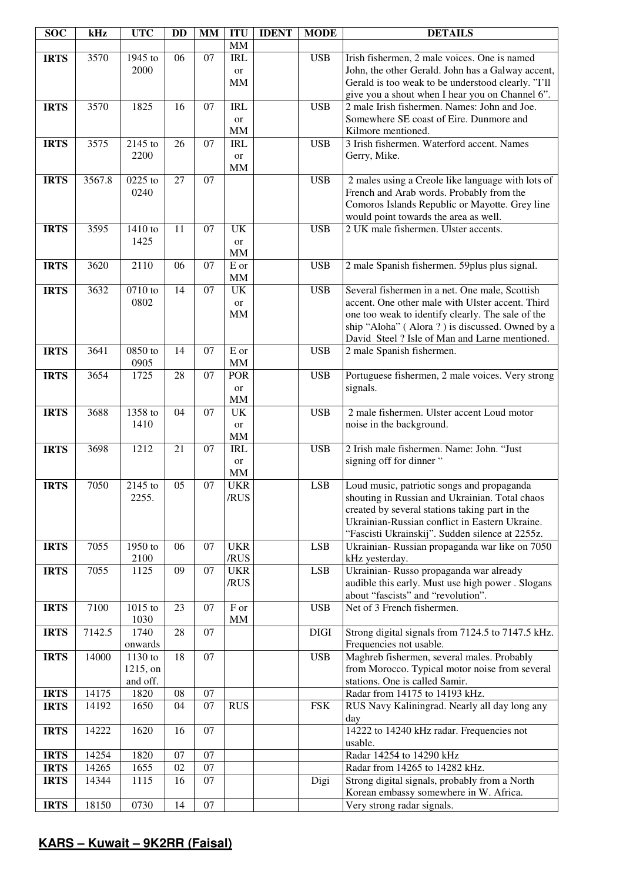| SOC | kHz | UTC | DD | MM | ITU | IDENT | MODE | DETAILS |
|---|---|---|---|---|---|---|---|---|
| | | | | | MM | | | |
| **IRTS** | 3570 | 1945 to 2000 | 06 | 07 | IRL or MM | | USB | Irish fishermen, 2 male voices. One is named John, the other Gerald. John has a Galway accent, Gerald is too weak to be understood clearly. "I'll give you a shout when I hear you on Channel 6". |
| **IRTS** | 3570 | 1825 | 16 | 07 | IRL or MM | | USB | 2 male Irish fishermen. Names: John and Joe. Somewhere SE coast of Eire. Dunmore and Kilmore mentioned. |
| **IRTS** | 3575 | 2145 to 2200 | 26 | 07 | IRL or MM | | USB | 3 Irish fishermen. Waterford accent. Names Gerry, Mike. |
| **IRTS** | 3567.8 | 0225 to 0240 | 27 | 07 | | | USB | 2 males using a Creole like language with lots of French and Arab words. Probably from the Comoros Islands Republic or Mayotte. Grey line would point towards the area as well. |
| **IRTS** | 3595 | 1410 to 1425 | 11 | 07 | UK or MM | | USB | 2 UK male fishermen. Ulster accents. |
| **IRTS** | 3620 | 2110 | 06 | 07 | E or MM | | USB | 2 male Spanish fishermen. 59plus plus signal. |
| **IRTS** | 3632 | 0710 to 0802 | 14 | 07 | UK or MM | | USB | Several fishermen in a net. One male, Scottish accent. One other male with Ulster accent. Third one too weak to identify clearly. The sale of the ship "Aloha" ( Alora ? ) is discussed. Owned by a David Steel ? Isle of Man and Larne mentioned. |
| **IRTS** | 3641 | 0850 to 0905 | 14 | 07 | E or MM | | USB | 2 male Spanish fishermen. |
| **IRTS** | 3654 | 1725 | 28 | 07 | POR or MM | | USB | Portuguese fishermen, 2 male voices. Very strong signals. |
| **IRTS** | 3688 | 1358 to 1410 | 04 | 07 | UK or MM | | USB | 2 male fishermen. Ulster accent Loud motor noise in the background. |
| **IRTS** | 3698 | 1212 | 21 | 07 | IRL or MM | | USB | 2 Irish male fishermen. Name: John. "Just signing off for dinner " |
| **IRTS** | 7050 | 2145 to 2255. | 05 | 07 | UKR /RUS | | LSB | Loud music, patriotic songs and propaganda shouting in Russian and Ukrainian. Total chaos created by several stations taking part in the Ukrainian-Russian conflict in Eastern Ukraine. "Fascisti Ukrainskij". Sudden silence at 2255z. |
| **IRTS** | 7055 | 1950 to 2100 | 06 | 07 | UKR /RUS | | LSB | Ukrainian- Russian propaganda war like on 7050 kHz yesterday. |
| **IRTS** | 7055 | 1125 | 09 | 07 | UKR /RUS | | LSB | Ukrainian- Russo propaganda war already audible this early. Must use high power . Slogans about "fascists" and "revolution". |
| **IRTS** | 7100 | 1015 to 1030 | 23 | 07 | F or MM | | USB | Net of 3 French fishermen. |
| **IRTS** | 7142.5 | 1740 onwards | 28 | 07 | | | DIGI | Strong digital signals from 7124.5 to 7147.5 kHz. Frequencies not usable. |
| **IRTS** | 14000 | 1130 to 1215, on and off. | 18 | 07 | | | USB | Maghreb fishermen, several males. Probably from Morocco. Typical motor noise from several stations. One is called Samir. |
| **IRTS** | 14175 | 1820 | 08 | 07 | | | | Radar from 14175 to 14193 kHz. |
| **IRTS** | 14192 | 1650 | 04 | 07 | RUS | | FSK | RUS Navy Kaliningrad. Nearly all day long any day |
| **IRTS** | 14222 | 1620 | 16 | 07 | | | | 14222 to 14240 kHz radar. Frequencies not usable. |
| **IRTS** | 14254 | 1820 | 07 | 07 | | | | Radar 14254 to 14290 kHz |
| **IRTS** | 14265 | 1655 | 02 | 07 | | | | Radar from 14265 to 14282 kHz. |
| **IRTS** | 14344 | 1115 | 16 | 07 | | | Digi | Strong digital signals, probably from a North Korean embassy somewhere in W. Africa. |
| **IRTS** | 18150 | 0730 | 14 | 07 | | | | Very strong radar signals. |

## KARS – Kuwait – 9K2RR (Faisal)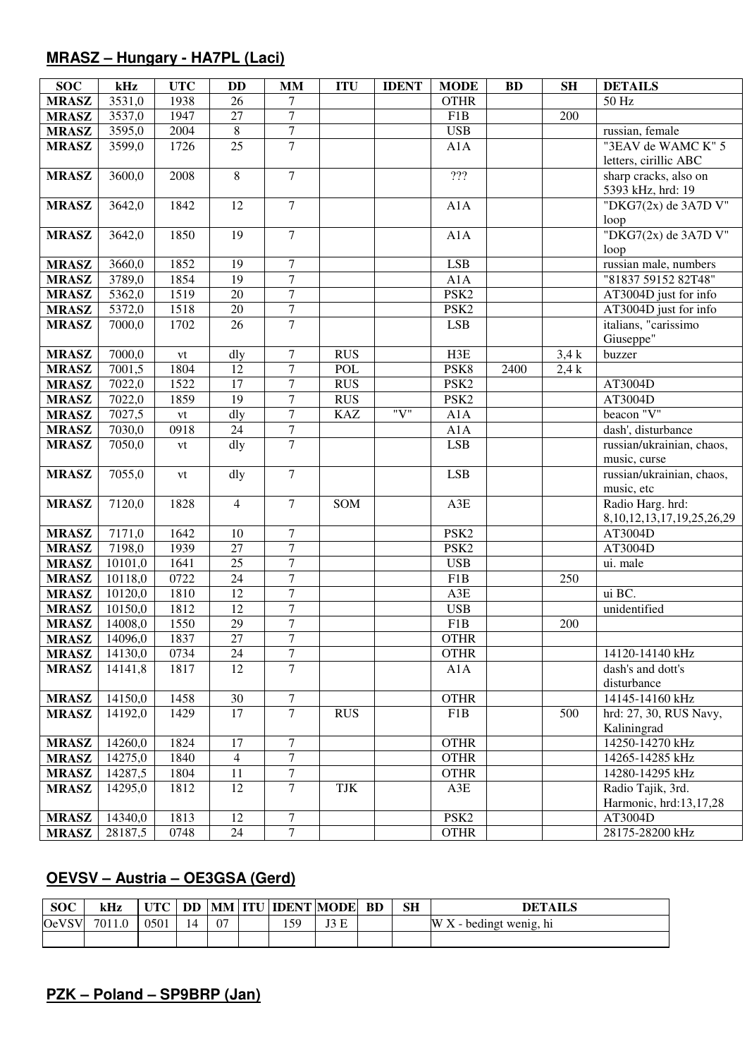## MRASZ – Hungary - HA7PL (Laci)

| SOC | kHz | UTC | DD | MM | ITU | IDENT | MODE | BD | SH | DETAILS |
|---|---|---|---|---|---|---|---|---|---|---|
| MRASZ | 3531,0 | 1938 | 26 | 7 | | | OTHR | | | 50 Hz |
| MRASZ | 3537,0 | 1947 | 27 | 7 | | | F1B | | 200 | |
| MRASZ | 3595,0 | 2004 | 8 | 7 | | | USB | | | russian, female |
| MRASZ | 3599,0 | 1726 | 25 | 7 | | | A1A | | | "3EAV de WAMC K" 5 letters, cirillic ABC |
| MRASZ | 3600,0 | 2008 | 8 | 7 | | | ??? | | | sharp cracks, also on 5393 kHz, hrd: 19 |
| MRASZ | 3642,0 | 1842 | 12 | 7 | | | A1A | | | "DKG7(2x) de 3A7D V" loop |
| MRASZ | 3642,0 | 1850 | 19 | 7 | | | A1A | | | "DKG7(2x) de 3A7D V" loop |
| MRASZ | 3660,0 | 1852 | 19 | 7 | | | LSB | | | russian male, numbers |
| MRASZ | 3789,0 | 1854 | 19 | 7 | | | A1A | | | "81837 59152 82T48" |
| MRASZ | 5362,0 | 1519 | 20 | 7 | | | PSK2 | | | AT3004D just for info |
| MRASZ | 5372,0 | 1518 | 20 | 7 | | | PSK2 | | | AT3004D just for info |
| MRASZ | 7000,0 | 1702 | 26 | 7 | | | LSB | | | italians, "carissimo Giuseppe" |
| MRASZ | 7000,0 | vt | dly | 7 | RUS | | H3E | | 3,4 k | buzzer |
| MRASZ | 7001,5 | 1804 | 12 | 7 | POL | | PSK8 | 2400 | 2,4 k | |
| MRASZ | 7022,0 | 1522 | 17 | 7 | RUS | | PSK2 | | | AT3004D |
| MRASZ | 7022,0 | 1859 | 19 | 7 | RUS | | PSK2 | | | AT3004D |
| MRASZ | 7027,5 | vt | dly | 7 | KAZ | "V" | A1A | | | beacon "V" |
| MRASZ | 7030,0 | 0918 | 24 | 7 | | | A1A | | | dash', disturbance |
| MRASZ | 7050,0 | vt | dly | 7 | | | LSB | | | russian/ukrainian, chaos, music, curse |
| MRASZ | 7055,0 | vt | dly | 7 | | | LSB | | | russian/ukrainian, chaos, music, etc |
| MRASZ | 7120,0 | 1828 | 4 | 7 | SOM | | A3E | | | Radio Harg. hrd: 8,10,12,13,17,19,25,26,29 |
| MRASZ | 7171,0 | 1642 | 10 | 7 | | | PSK2 | | | AT3004D |
| MRASZ | 7198,0 | 1939 | 27 | 7 | | | PSK2 | | | AT3004D |
| MRASZ | 10101,0 | 1641 | 25 | 7 | | | USB | | | ui. male |
| MRASZ | 10118,0 | 0722 | 24 | 7 | | | F1B | | 250 | |
| MRASZ | 10120,0 | 1810 | 12 | 7 | | | A3E | | | ui BC. |
| MRASZ | 10150,0 | 1812 | 12 | 7 | | | USB | | | unidentified |
| MRASZ | 14008,0 | 1550 | 29 | 7 | | | F1B | | 200 | |
| MRASZ | 14096,0 | 1837 | 27 | 7 | | | OTHR | | | |
| MRASZ | 14130,0 | 0734 | 24 | 7 | | | OTHR | | | 14120-14140 kHz |
| MRASZ | 14141,8 | 1817 | 12 | 7 | | | A1A | | | dash's and dott's disturbance |
| MRASZ | 14150,0 | 1458 | 30 | 7 | | | OTHR | | | 14145-14160 kHz |
| MRASZ | 14192,0 | 1429 | 17 | 7 | RUS | | F1B | | 500 | hrd: 27, 30, RUS Navy, Kaliningrad |
| MRASZ | 14260,0 | 1824 | 17 | 7 | | | OTHR | | | 14250-14270 kHz |
| MRASZ | 14275,0 | 1840 | 4 | 7 | | | OTHR | | | 14265-14285 kHz |
| MRASZ | 14287,5 | 1804 | 11 | 7 | | | OTHR | | | 14280-14295 kHz |
| MRASZ | 14295,0 | 1812 | 12 | 7 | TJK | | A3E | | | Radio Tajik, 3rd. Harmonic, hrd:13,17,28 |
| MRASZ | 14340,0 | 1813 | 12 | 7 | | | PSK2 | | | AT3004D |
| MRASZ | 28187,5 | 0748 | 24 | 7 | | | OTHR | | | 28175-28200 kHz |

## OEVSV – Austria – OE3GSA (Gerd)

| SOC | kHz | UTC | DD | MM | ITU | IDENT | MODE | BD | SH | DETAILS |
|---|---|---|---|---|---|---|---|---|---|---|
| OeVSV | 7011.0 | 0501 | 14 | 07 | | 159 | J3 E | | | W X - bedingt wenig, hi |
| | | | | | | | | | | |

## PZK – Poland – SP9BRP (Jan)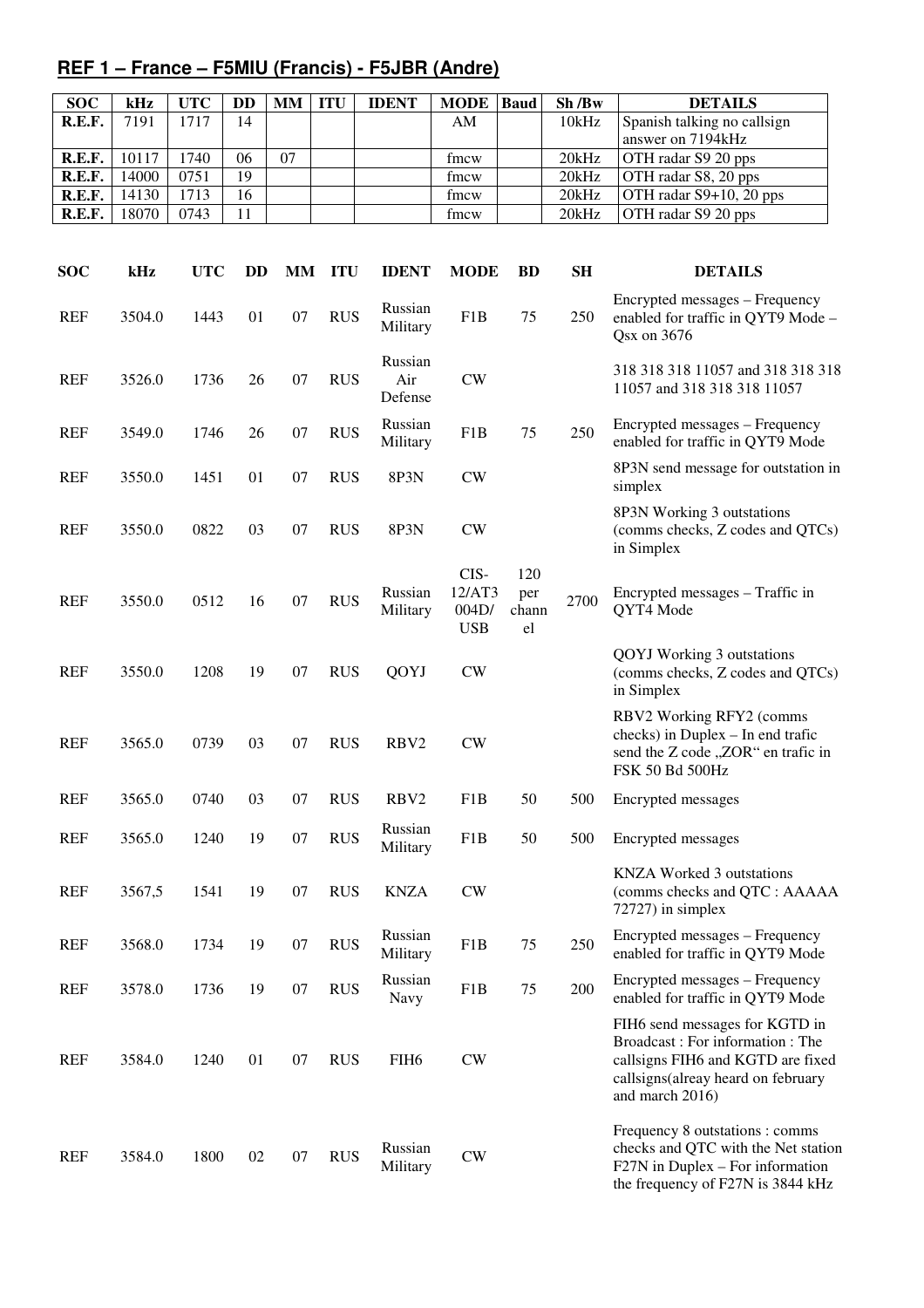## REF 1 – France – F5MIU (Francis) - F5JBR (Andre)

| SOC | kHz | UTC | DD | MM | ITU | IDENT | MODE | Baud | Sh /Bw | DETAILS |
|---|---|---|---|---|---|---|---|---|---|---|
| R.E.F. | 7191 | 1717 | 14 | | | | AM | | 10kHz | Spanish talking no callsign answer on 7194kHz |
| R.E.F. | 10117 | 1740 | 06 | 07 | | | fmcw | | 20kHz | OTH radar S9 20 pps |
| R.E.F. | 14000 | 0751 | 19 | | | | fmcw | | 20kHz | OTH radar S8, 20 pps |
| R.E.F. | 14130 | 1713 | 16 | | | | fmcw | | 20kHz | OTH radar S9+10, 20 pps |
| R.E.F. | 18070 | 0743 | 11 | | | | fmcw | | 20kHz | OTH radar S9 20 pps |

| SOC | kHz | UTC | DD | MM | ITU | IDENT | MODE | BD | SH | DETAILS |
|---|---|---|---|---|---|---|---|---|---|---|
| REF | 3504.0 | 1443 | 01 | 07 | RUS | Russian Military | F1B | 75 | 250 | Encrypted messages – Frequency enabled for traffic in QYT9 Mode – Qsx on 3676 |
| REF | 3526.0 | 1736 | 26 | 07 | RUS | Russian Air Defense | CW | | | 318 318 318 11057 and 318 318 318 11057 and 318 318 318 11057 |
| REF | 3549.0 | 1746 | 26 | 07 | RUS | Russian Military | F1B | 75 | 250 | Encrypted messages – Frequency enabled for traffic in QYT9 Mode |
| REF | 3550.0 | 1451 | 01 | 07 | RUS | 8P3N | CW | | | 8P3N send message for outstation in simplex |
| REF | 3550.0 | 0822 | 03 | 07 | RUS | 8P3N | CW | | | 8P3N Working 3 outstations (comms checks, Z codes and QTCs) in Simplex |
| REF | 3550.0 | 0512 | 16 | 07 | RUS | Russian Military | CIS-12/AT3 004D/ USB | 120 per channel | 2700 | Encrypted messages – Traffic in QYT4 Mode |
| REF | 3550.0 | 1208 | 19 | 07 | RUS | QOYJ | CW | | | QOYJ Working 3 outstations (comms checks, Z codes and QTCs) in Simplex |
| REF | 3565.0 | 0739 | 03 | 07 | RUS | RBV2 | CW | | | RBV2 Working RFY2 (comms checks) in Duplex – In end trafic send the Z code „ZOR" en trafic in FSK 50 Bd 500Hz |
| REF | 3565.0 | 0740 | 03 | 07 | RUS | RBV2 | F1B | 50 | 500 | Encrypted messages |
| REF | 3565.0 | 1240 | 19 | 07 | RUS | Russian Military | F1B | 50 | 500 | Encrypted messages |
| REF | 3567,5 | 1541 | 19 | 07 | RUS | KNZA | CW | | | KNZA Worked 3 outstations (comms checks and QTC : AAAAA 72727) in simplex |
| REF | 3568.0 | 1734 | 19 | 07 | RUS | Russian Military | F1B | 75 | 250 | Encrypted messages – Frequency enabled for traffic in QYT9 Mode |
| REF | 3578.0 | 1736 | 19 | 07 | RUS | Russian Navy | F1B | 75 | 200 | Encrypted messages – Frequency enabled for traffic in QYT9 Mode |
| REF | 3584.0 | 1240 | 01 | 07 | RUS | FIH6 | CW | | | FIH6 send messages for KGTD in Broadcast : For information : The callsigns FIH6 and KGTD are fixed callsigns(alreay heard on february and march 2016) |
| REF | 3584.0 | 1800 | 02 | 07 | RUS | Russian Military | CW | | | Frequency 8 outstations : comms checks and QTC with the Net station F27N in Duplex – For information the frequency of F27N is 3844 kHz |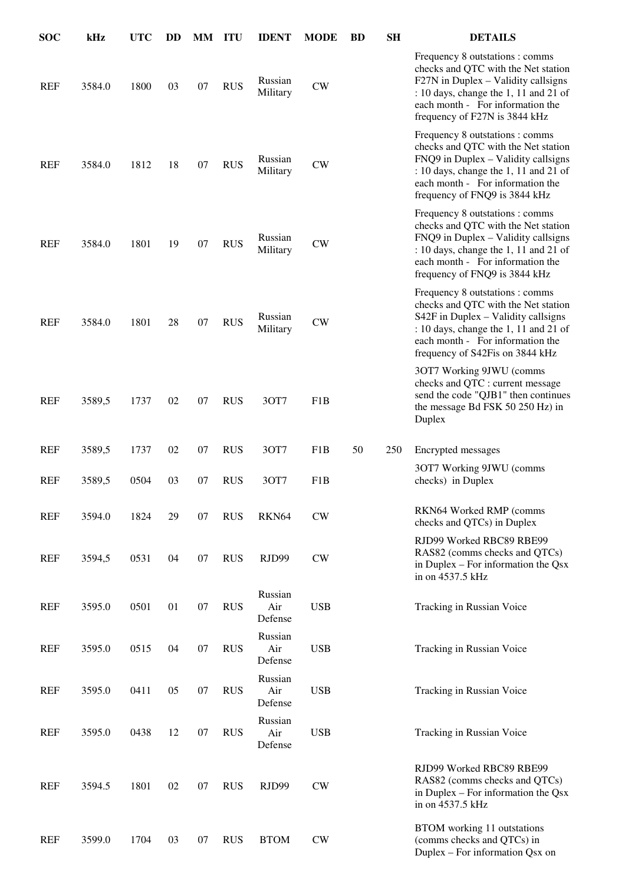| SOC | kHz | UTC | DD | MM | ITU | IDENT | MODE | BD | SH | DETAILS |
|---|---|---|---|---|---|---|---|---|---|---|
| REF | 3584.0 | 1800 | 03 | 07 | RUS | Russian Military | CW | | | Frequency 8 outstations : comms checks and QTC with the Net station F27N in Duplex – Validity callsigns : 10 days, change the 1, 11 and 21 of each month - For information the frequency of F27N is 3844 kHz |
| REF | 3584.0 | 1812 | 18 | 07 | RUS | Russian Military | CW | | | Frequency 8 outstations : comms checks and QTC with the Net station FNQ9 in Duplex – Validity callsigns : 10 days, change the 1, 11 and 21 of each month - For information the frequency of FNQ9 is 3844 kHz |
| REF | 3584.0 | 1801 | 19 | 07 | RUS | Russian Military | CW | | | Frequency 8 outstations : comms checks and QTC with the Net station FNQ9 in Duplex – Validity callsigns : 10 days, change the 1, 11 and 21 of each month - For information the frequency of FNQ9 is 3844 kHz |
| REF | 3584.0 | 1801 | 28 | 07 | RUS | Russian Military | CW | | | Frequency 8 outstations : comms checks and QTC with the Net station S42F in Duplex – Validity callsigns : 10 days, change the 1, 11 and 21 of each month - For information the frequency of S42Fis on 3844 kHz |
| REF | 3589,5 | 1737 | 02 | 07 | RUS | 3OT7 | F1B | | | 3OT7 Working 9JWU (comms checks and QTC : current message send the code "QJB1" then continues the message Bd FSK 50 250 Hz) in Duplex |
| REF | 3589,5 | 1737 | 02 | 07 | RUS | 3OT7 | F1B | 50 | 250 | Encrypted messages |
| REF | 3589,5 | 0504 | 03 | 07 | RUS | 3OT7 | F1B | | | 3OT7 Working 9JWU (comms checks) in Duplex |
| REF | 3594.0 | 1824 | 29 | 07 | RUS | RKN64 | CW | | | RKN64 Worked RMP (comms checks and QTCs) in Duplex |
| REF | 3594,5 | 0531 | 04 | 07 | RUS | RJD99 | CW | | | RJD99 Worked RBC89 RBE99 RAS82 (comms checks and QTCs) in Duplex – For information the Qsx in on 4537.5 kHz |
| REF | 3595.0 | 0501 | 01 | 07 | RUS | Russian Air Defense | USB | | | Tracking in Russian Voice |
| REF | 3595.0 | 0515 | 04 | 07 | RUS | Russian Air Defense | USB | | | Tracking in Russian Voice |
| REF | 3595.0 | 0411 | 05 | 07 | RUS | Russian Air Defense | USB | | | Tracking in Russian Voice |
| REF | 3595.0 | 0438 | 12 | 07 | RUS | Russian Air Defense | USB | | | Tracking in Russian Voice |
| REF | 3594.5 | 1801 | 02 | 07 | RUS | RJD99 | CW | | | RJD99 Worked RBC89 RBE99 RAS82 (comms checks and QTCs) in Duplex – For information the Qsx in on 4537.5 kHz |
| REF | 3599.0 | 1704 | 03 | 07 | RUS | BTOM | CW | | | BTOM working 11 outstations (comms checks and QTCs) in Duplex – For information Qsx on |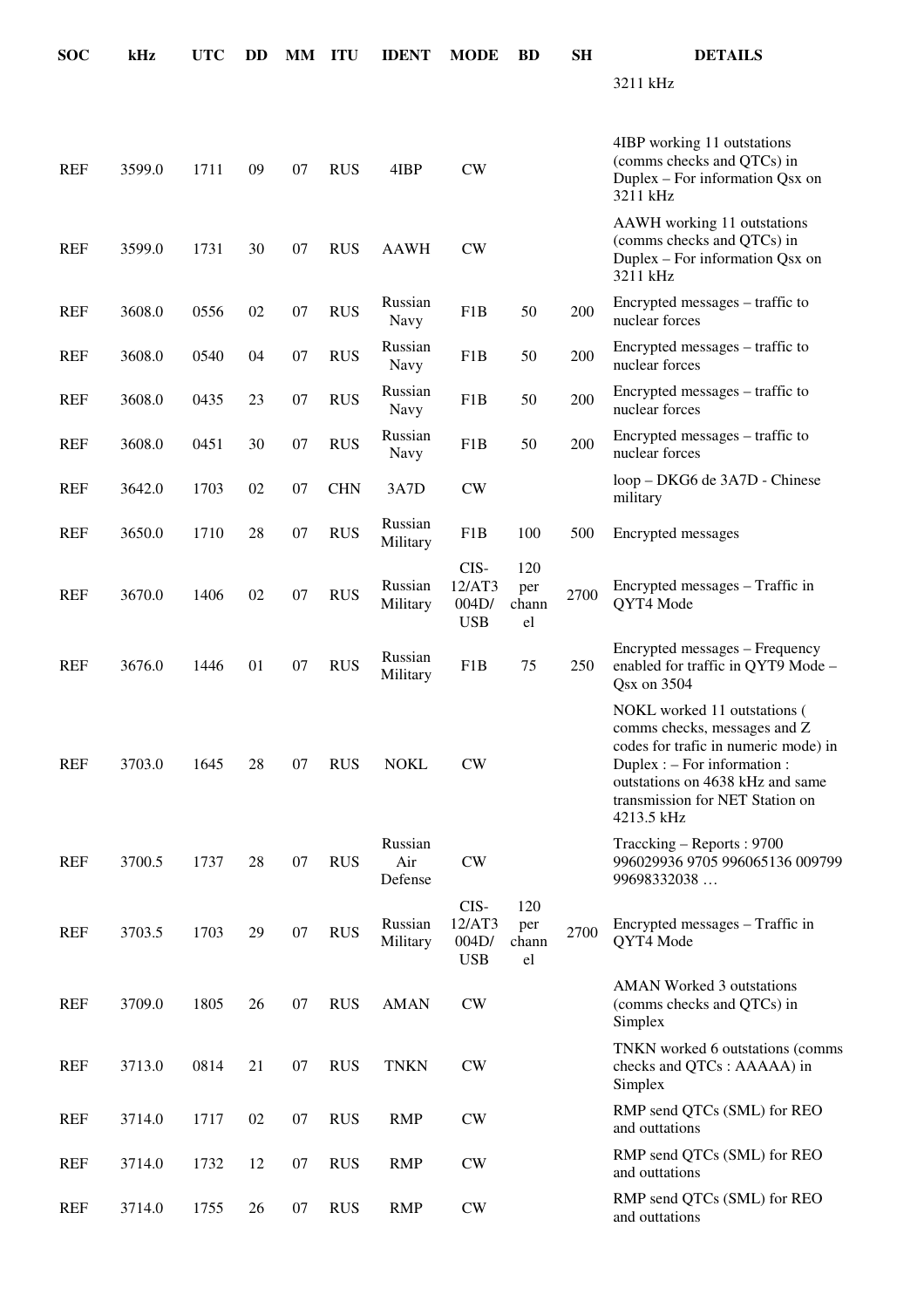| SOC | kHz | UTC | DD | MM | ITU | IDENT | MODE | BD | SH | DETAILS |
|---|---|---|---|---|---|---|---|---|---|---|
| | | | | | | | | | | 3211 kHz |
| REF | 3599.0 | 1711 | 09 | 07 | RUS | 4IBP | CW | | | 4IBP working 11 outstations (comms checks and QTCs) in Duplex – For information Qsx on 3211 kHz |
| REF | 3599.0 | 1731 | 30 | 07 | RUS | AAWH | CW | | | AAWH working 11 outstations (comms checks and QTCs) in Duplex – For information Qsx on 3211 kHz |
| REF | 3608.0 | 0556 | 02 | 07 | RUS | Russian Navy | F1B | 50 | 200 | Encrypted messages – traffic to nuclear forces |
| REF | 3608.0 | 0540 | 04 | 07 | RUS | Russian Navy | F1B | 50 | 200 | Encrypted messages – traffic to nuclear forces |
| REF | 3608.0 | 0435 | 23 | 07 | RUS | Russian Navy | F1B | 50 | 200 | Encrypted messages – traffic to nuclear forces |
| REF | 3608.0 | 0451 | 30 | 07 | RUS | Russian Navy | F1B | 50 | 200 | Encrypted messages – traffic to nuclear forces |
| REF | 3642.0 | 1703 | 02 | 07 | CHN | 3A7D | CW | | | loop – DKG6 de 3A7D - Chinese military |
| REF | 3650.0 | 1710 | 28 | 07 | RUS | Russian Military | F1B | 100 | 500 | Encrypted messages |
| REF | 3670.0 | 1406 | 02 | 07 | RUS | Russian Military | CIS-12/AT3004D/USB | 120 per channel | 2700 | Encrypted messages – Traffic in QYT4 Mode |
| REF | 3676.0 | 1446 | 01 | 07 | RUS | Russian Military | F1B | 75 | 250 | Encrypted messages – Frequency enabled for traffic in QYT9 Mode – Qsx on 3504 |
| REF | 3703.0 | 1645 | 28 | 07 | RUS | NOKL | CW | | | NOKL worked 11 outstations ( comms checks, messages and Z codes for trafic in numeric mode) in Duplex : – For information : outstations on 4638 kHz and same transmission for NET Station on 4213.5 kHz |
| REF | 3700.5 | 1737 | 28 | 07 | RUS | Russian Air Defense | CW | | | Traccking – Reports : 9700 996029936 9705 996065136 009799 99698332038 … |
| REF | 3703.5 | 1703 | 29 | 07 | RUS | Russian Military | CIS-12/AT3004D/USB | 120 per channel | 2700 | Encrypted messages – Traffic in QYT4 Mode |
| REF | 3709.0 | 1805 | 26 | 07 | RUS | AMAN | CW | | | AMAN Worked 3 outstations (comms checks and QTCs) in Simplex |
| REF | 3713.0 | 0814 | 21 | 07 | RUS | TNKN | CW | | | TNKN worked 6 outstations (comms checks and QTCs : AAAAA) in Simplex |
| REF | 3714.0 | 1717 | 02 | 07 | RUS | RMP | CW | | | RMP send QTCs (SML) for REO and outtations |
| REF | 3714.0 | 1732 | 12 | 07 | RUS | RMP | CW | | | RMP send QTCs (SML) for REO and outtations |
| REF | 3714.0 | 1755 | 26 | 07 | RUS | RMP | CW | | | RMP send QTCs (SML) for REO and outtations |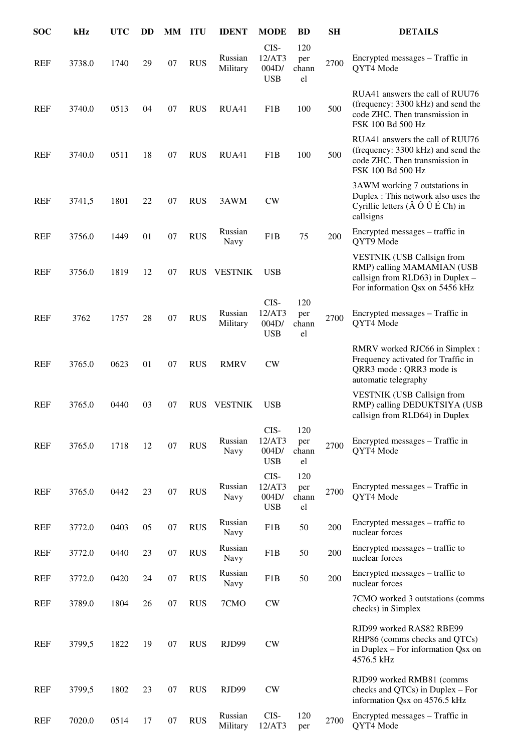| SOC | kHz | UTC | DD | MM | ITU | IDENT | MODE | BD | SH | DETAILS |
|---|---|---|---|---|---|---|---|---|---|---|
| REF | 3738.0 | 1740 | 29 | 07 | RUS | Russian Military | CIS-12/AT3 004D/ USB | 120 per channel | 2700 | Encrypted messages – Traffic in QYT4 Mode |
| REF | 3740.0 | 0513 | 04 | 07 | RUS | RUA41 | F1B | 100 | 500 | RUA41 answers the call of RUU76 (frequency: 3300 kHz) and send the code ZHC. Then transmission in FSK 100 Bd 500 Hz |
| REF | 3740.0 | 0511 | 18 | 07 | RUS | RUA41 | F1B | 100 | 500 | RUA41 answers the call of RUU76 (frequency: 3300 kHz) and send the code ZHC. Then transmission in FSK 100 Bd 500 Hz |
| REF | 3741,5 | 1801 | 22 | 07 | RUS | 3AWM | CW | | | 3AWM working 7 outstations in Duplex : This network also uses the Cyrillic letters (Â Ô Û É Ch) in callsigns |
| REF | 3756.0 | 1449 | 01 | 07 | RUS | Russian Navy | F1B | 75 | 200 | Encrypted messages – traffic in QYT9 Mode |
| REF | 3756.0 | 1819 | 12 | 07 | RUS | VESTNIK | USB | | | VESTNIK (USB Callsign from RMP) calling MAMAMIAN (USB callsign from RLD63) in Duplex – For information Qsx on 5456 kHz |
| REF | 3762 | 1757 | 28 | 07 | RUS | Russian Military | CIS-12/AT3 004D/ USB | 120 per channel | 2700 | Encrypted messages – Traffic in QYT4 Mode |
| REF | 3765.0 | 0623 | 01 | 07 | RUS | RMRV | CW | | | RMRV worked RJC66 in Simplex : Frequency activated for Traffic in QRR3 mode : QRR3 mode is automatic telegraphy |
| REF | 3765.0 | 0440 | 03 | 07 | RUS | VESTNIK | USB | | | VESTNIK (USB Callsign from RMP) calling DEDUKTSIYA (USB callsign from RLD64) in Duplex |
| REF | 3765.0 | 1718 | 12 | 07 | RUS | Russian Navy | CIS-12/AT3 004D/ USB | 120 per channel | 2700 | Encrypted messages – Traffic in QYT4 Mode |
| REF | 3765.0 | 0442 | 23 | 07 | RUS | Russian Navy | CIS-12/AT3 004D/ USB | 120 per channel | 2700 | Encrypted messages – Traffic in QYT4 Mode |
| REF | 3772.0 | 0403 | 05 | 07 | RUS | Russian Navy | F1B | 50 | 200 | Encrypted messages – traffic to nuclear forces |
| REF | 3772.0 | 0440 | 23 | 07 | RUS | Russian Navy | F1B | 50 | 200 | Encrypted messages – traffic to nuclear forces |
| REF | 3772.0 | 0420 | 24 | 07 | RUS | Russian Navy | F1B | 50 | 200 | Encrypted messages – traffic to nuclear forces |
| REF | 3789.0 | 1804 | 26 | 07 | RUS | 7CMO | CW | | | 7CMO worked 3 outstations (comms checks) in Simplex |
| REF | 3799,5 | 1822 | 19 | 07 | RUS | RJD99 | CW | | | RJD99 worked RAS82 RBE99 RHP86 (comms checks and QTCs) in Duplex – For information Qsx on 4576.5 kHz |
| REF | 3799,5 | 1802 | 23 | 07 | RUS | RJD99 | CW | | | RJD99 worked RMB81 (comms checks and QTCs) in Duplex – For information Qsx on 4576.5 kHz |
| REF | 7020.0 | 0514 | 17 | 07 | RUS | Russian Military | CIS-12/AT3 | 120 per | 2700 | Encrypted messages – Traffic in QYT4 Mode |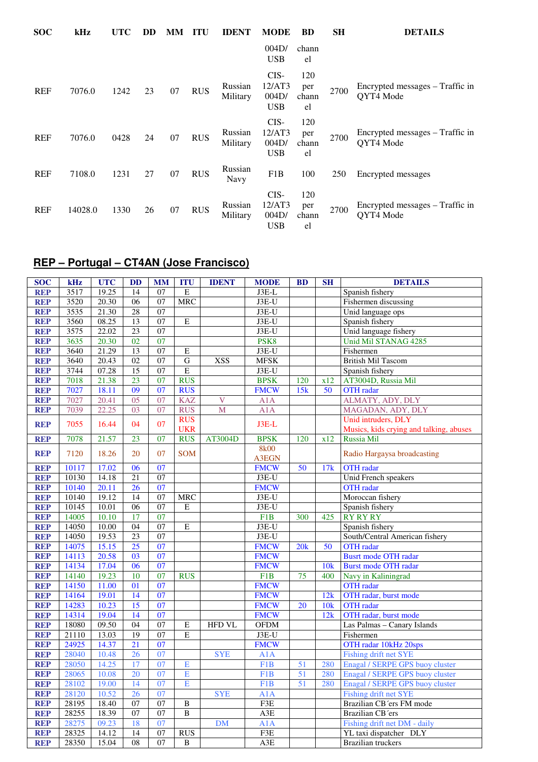| SOC | kHz | UTC | DD | MM | ITU | IDENT | MODE | BD | SH | DETAILS |
|---|---|---|---|---|---|---|---|---|---|---|
| | | | | | | | 004D/ USB | channel | | |
| REF | 7076.0 | 1242 | 23 | 07 | RUS | Russian Military | CIS-12/AT3 004D/ USB | 120 per channel | 2700 | Encrypted messages – Traffic in QYT4 Mode |
| REF | 7076.0 | 0428 | 24 | 07 | RUS | Russian Military | CIS-12/AT3 004D/ USB | 120 per channel | 2700 | Encrypted messages – Traffic in QYT4 Mode |
| REF | 7108.0 | 1231 | 27 | 07 | RUS | Russian Navy | F1B | 100 | 250 | Encrypted messages |
| REF | 14028.0 | 1330 | 26 | 07 | RUS | Russian Military | CIS-12/AT3 004D/ USB | 120 per channel | 2700 | Encrypted messages – Traffic in QYT4 Mode |

## REP – Portugal – CT4AN (Jose Francisco)

| SOC | kHz | UTC | DD | MM | ITU | IDENT | MODE | BD | SH | DETAILS |
|---|---|---|---|---|---|---|---|---|---|---|
| REP | 3517 | 19.25 | 14 | 07 | E | | J3E-L | | | Spanish fishery |
| REP | 3520 | 20.30 | 06 | 07 | MRC | | J3E-U | | | Fishermen discussing |
| REP | 3535 | 21.30 | 28 | 07 | | | J3E-U | | | Unid language ops |
| REP | 3560 | 08.25 | 13 | 07 | E | | J3E-U | | | Spanish fishery |
| REP | 3575 | 22.02 | 23 | 07 | | | J3E-U | | | Unid language fishery |
| REP | 3635 | 20.30 | 02 | 07 | | | PSK8 | | | Unid Mil STANAG 4285 |
| REP | 3640 | 21.29 | 13 | 07 | E | | J3E-U | | | Fishermen |
| REP | 3640 | 20.43 | 02 | 07 | G | XSS | MFSK | | | British Mil Tascom |
| REP | 3744 | 07.28 | 15 | 07 | E | | J3E-U | | | Spanish fishery |
| REP | 7018 | 21.38 | 23 | 07 | RUS | | BPSK | 120 | x12 | AT3004D, Russia Mil |
| REP | 7027 | 18.11 | 09 | 07 | RUS | | FMCW | 15k | 50 | OTH radar |
| REP | 7027 | 20.41 | 05 | 07 | KAZ | V | A1A | | | ALMATY, ADY, DLY |
| REP | 7039 | 22.25 | 03 | 07 | RUS | M | A1A | | | MAGADAN, ADY, DLY |
| REP | 7055 | 16.44 | 04 | 07 | RUS UKR | | J3E-L | | | Unid intruders, DLY Musics, kids crying and talking, abuses |
| REP | 7078 | 21.57 | 23 | 07 | RUS | AT3004D | BPSK | 120 | x12 | Russia Mil |
| REP | 7120 | 18.26 | 20 | 07 | SOM | | 8k00 A3EGN | | | Radio Hargaysa broadcasting |
| REP | 10117 | 17.02 | 06 | 07 | | | FMCW | 50 | 17k | OTH radar |
| REP | 10130 | 14.18 | 21 | 07 | | | J3E-U | | | Unid French speakers |
| REP | 10140 | 20.11 | 26 | 07 | | | FMCW | | | OTH radar |
| REP | 10140 | 19.12 | 14 | 07 | MRC | | J3E-U | | | Moroccan fishery |
| REP | 10145 | 10.01 | 06 | 07 | E | | J3E-U | | | Spanish fishery |
| REP | 14005 | 10.10 | 17 | 07 | | | F1B | 300 | 425 | RY RY RY |
| REP | 14050 | 10.00 | 04 | 07 | E | | J3E-U | | | Spanish fishery |
| REP | 14050 | 19.53 | 23 | 07 | | | J3E-U | | | South/Central American fishery |
| REP | 14075 | 15.15 | 25 | 07 | | | FMCW | 20k | 50 | OTH radar |
| REP | 14113 | 20.58 | 03 | 07 | | | FMCW | | | Busrt mode OTH radar |
| REP | 14134 | 17.04 | 06 | 07 | | | FMCW | | 10k | Burst mode OTH radar |
| REP | 14140 | 19.23 | 10 | 07 | RUS | | F1B | 75 | 400 | Navy in Kaliningrad |
| REP | 14150 | 11.00 | 01 | 07 | | | FMCW | | | OTH radar |
| REP | 14164 | 19.01 | 14 | 07 | | | FMCW | | 12k | OTH radar, burst mode |
| REP | 14283 | 10.23 | 15 | 07 | | | FMCW | 20 | 10k | OTH radar |
| REP | 14314 | 19.04 | 14 | 07 | | | FMCW | | 12k | OTH radar, burst mode |
| REP | 18080 | 09.50 | 04 | 07 | E | HFD VL | OFDM | | | Las Palmas – Canary Islands |
| REP | 21110 | 13.03 | 19 | 07 | E | | J3E-U | | | Fishermen |
| REP | 24925 | 14.37 | 21 | 07 | | | FMCW | | | OTH radar 10kHz 20sps |
| REP | 28040 | 10.48 | 26 | 07 | | SYE | A1A | | | Fishing drift net SYE |
| REP | 28050 | 14.25 | 17 | 07 | E | | F1B | 51 | 280 | Enagal / SERPE GPS buoy cluster |
| REP | 28065 | 10.08 | 20 | 07 | E | | F1B | 51 | 280 | Enagal / SERPE GPS buoy cluster |
| REP | 28102 | 19.00 | 14 | 07 | E | | F1B | 51 | 280 | Enagal / SERPE GPS buoy cluster |
| REP | 28120 | 10.52 | 26 | 07 | | SYE | A1A | | | Fishing drift net SYE |
| REP | 28195 | 18.40 | 07 | 07 | B | | F3E | | | Brazilian CB´ers FM mode |
| REP | 28255 | 18.39 | 07 | 07 | B | | A3E | | | Brazilian CB´ers |
| REP | 28275 | 09.23 | 18 | 07 | | DM | A1A | | | Fishing drift net DM - daily |
| REP | 28325 | 14.12 | 14 | 07 | RUS | | F3E | | | YL taxi dispatcher DLY |
| REP | 28350 | 15.04 | 08 | 07 | B | | A3E | | | Brazilian truckers |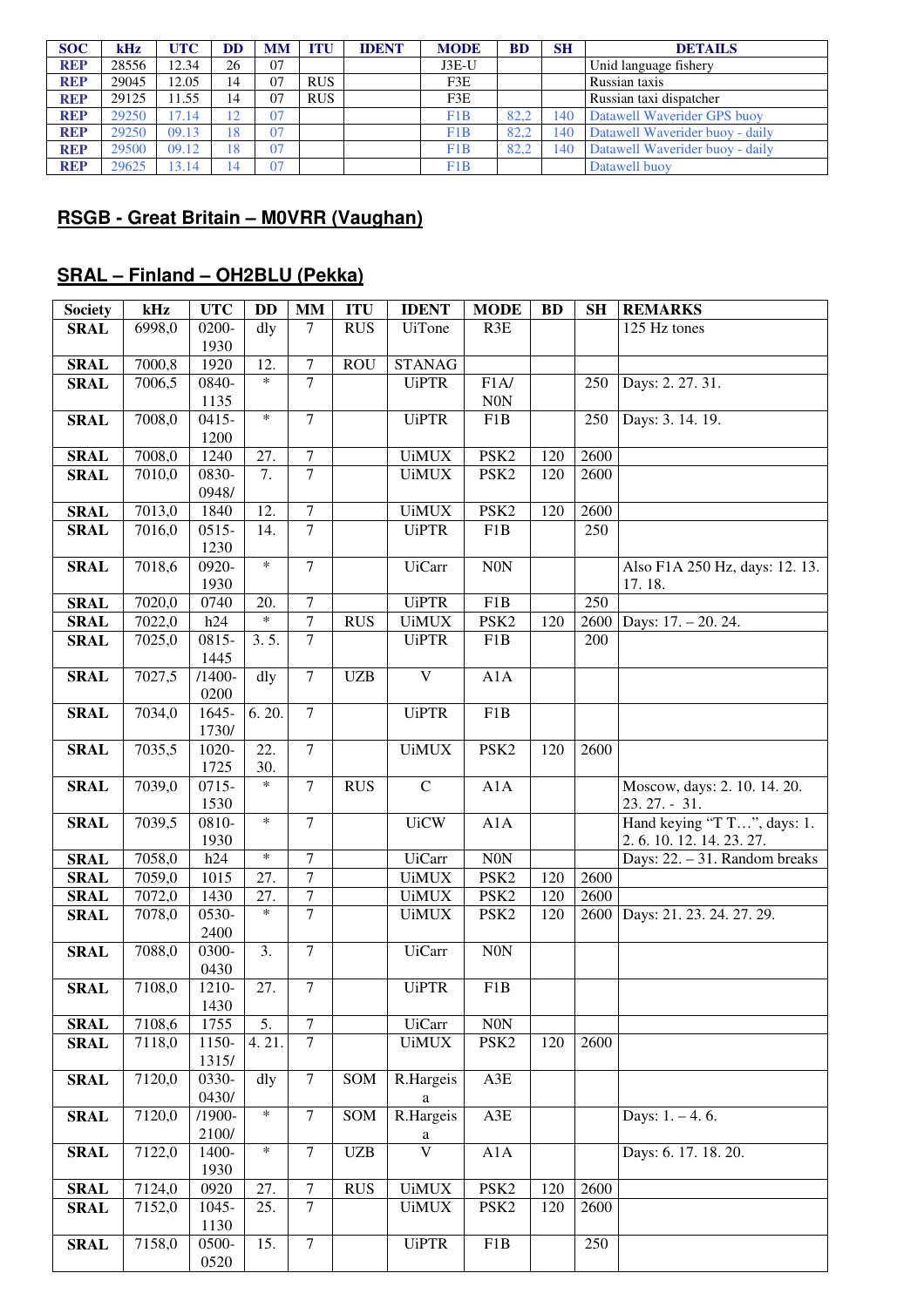| SOC | kHz | UTC | DD | MM | ITU | IDENT | MODE | BD | SH | DETAILS |
|---|---|---|---|---|---|---|---|---|---|---|
| REP | 28556 | 12.34 | 26 | 07 | | | J3E-U | | | Unid language fishery |
| REP | 29045 | 12.05 | 14 | 07 | RUS | | F3E | | | Russian taxis |
| REP | 29125 | 11.55 | 14 | 07 | RUS | | F3E | | | Russian taxi dispatcher |
| REP | 29250 | 17.14 | 12 | 07 | | | F1B | 82,2 | 140 | Datawell Waverider GPS buoy |
| REP | 29250 | 09.13 | 18 | 07 | | | F1B | 82,2 | 140 | Datawell Waverider buoy - daily |
| REP | 29500 | 09.12 | 18 | 07 | | | F1B | 82,2 | 140 | Datawell Waverider buoy - daily |
| REP | 29625 | 13.14 | 14 | 07 | | | F1B | | | Datawell buoy |

## RSGB - Great Britain – M0VRR (Vaughan)

## SRAL – Finland – OH2BLU (Pekka)

| Society | kHz | UTC | DD | MM | ITU | IDENT | MODE | BD | SH | REMARKS |
|---|---|---|---|---|---|---|---|---|---|---|
| SRAL | 6998,0 | 0200-1930 | dly | 7 | RUS | UiTone | R3E | | | 125 Hz tones |
| SRAL | 7000,8 | 1920 | 12. | 7 | ROU | STANAG | | | | |
| SRAL | 7006,5 | 0840-1135 | * | 7 | | UiPTR | F1A/N0N | | 250 | Days: 2. 27. 31. |
| SRAL | 7008,0 | 0415-1200 | * | 7 | | UiPTR | F1B | | 250 | Days: 3. 14. 19. |
| SRAL | 7008,0 | 1240 | 27. | 7 | | UiMUX | PSK2 | 120 | 2600 | |
| SRAL | 7010,0 | 0830-0948/ | 7. | 7 | | UiMUX | PSK2 | 120 | 2600 | |
| SRAL | 7013,0 | 1840 | 12. | 7 | | UiMUX | PSK2 | 120 | 2600 | |
| SRAL | 7016,0 | 0515-1230 | 14. | 7 | | UiPTR | F1B | | 250 | |
| SRAL | 7018,6 | 0920-1930 | * | 7 | | UiCarr | N0N | | | Also F1A 250 Hz, days: 12. 13. 17. 18. |
| SRAL | 7020,0 | 0740 | 20. | 7 | | UiPTR | F1B | | 250 | |
| SRAL | 7022,0 | h24 | * | 7 | RUS | UiMUX | PSK2 | 120 | 2600 | Days: 17. – 20. 24. |
| SRAL | 7025,0 | 0815-1445 | 3. 5. | 7 | | UiPTR | F1B | | 200 | |
| SRAL | 7027,5 | /1400-0200 | dly | 7 | UZB | V | A1A | | | |
| SRAL | 7034,0 | 1645-1730/ | 6. 20. | 7 | | UiPTR | F1B | | | |
| SRAL | 7035,5 | 1020-1725 | 22. 30. | 7 | | UiMUX | PSK2 | 120 | 2600 | |
| SRAL | 7039,0 | 0715-1530 | * | 7 | RUS | C | A1A | | | Moscow, days: 2. 10. 14. 20. 23. 27. - 31. |
| SRAL | 7039,5 | 0810-1930 | * | 7 | | UiCW | A1A | | | Hand keying "T T…", days: 1. 2. 6. 10. 12. 14. 23. 27. |
| SRAL | 7058,0 | h24 | * | 7 | | UiCarr | N0N | | | Days: 22. – 31. Random breaks |
| SRAL | 7059,0 | 1015 | 27. | 7 | | UiMUX | PSK2 | 120 | 2600 | |
| SRAL | 7072,0 | 1430 | 27. | 7 | | UiMUX | PSK2 | 120 | 2600 | |
| SRAL | 7078,0 | 0530-2400 | * | 7 | | UiMUX | PSK2 | 120 | 2600 | Days: 21. 23. 24. 27. 29. |
| SRAL | 7088,0 | 0300-0430 | 3. | 7 | | UiCarr | N0N | | | |
| SRAL | 7108,0 | 1210-1430 | 27. | 7 | | UiPTR | F1B | | | |
| SRAL | 7108,6 | 1755 | 5. | 7 | | UiCarr | N0N | | | |
| SRAL | 7118,0 | 1150-1315/ | 4. 21. | 7 | | UiMUX | PSK2 | 120 | 2600 | |
| SRAL | 7120,0 | 0330-0430/ | dly | 7 | SOM | R.Hargeisa | A3E | | | |
| SRAL | 7120,0 | /1900-2100/ | * | 7 | SOM | R.Hargeisa | A3E | | | Days: 1. – 4. 6. |
| SRAL | 7122,0 | 1400-1930 | * | 7 | UZB | V | A1A | | | Days: 6. 17. 18. 20. |
| SRAL | 7124,0 | 0920 | 27. | 7 | RUS | UiMUX | PSK2 | 120 | 2600 | |
| SRAL | 7152,0 | 1045-1130 | 25. | 7 | | UiMUX | PSK2 | 120 | 2600 | |
| SRAL | 7158,0 | 0500-0520 | 15. | 7 | | UiPTR | F1B | | 250 | |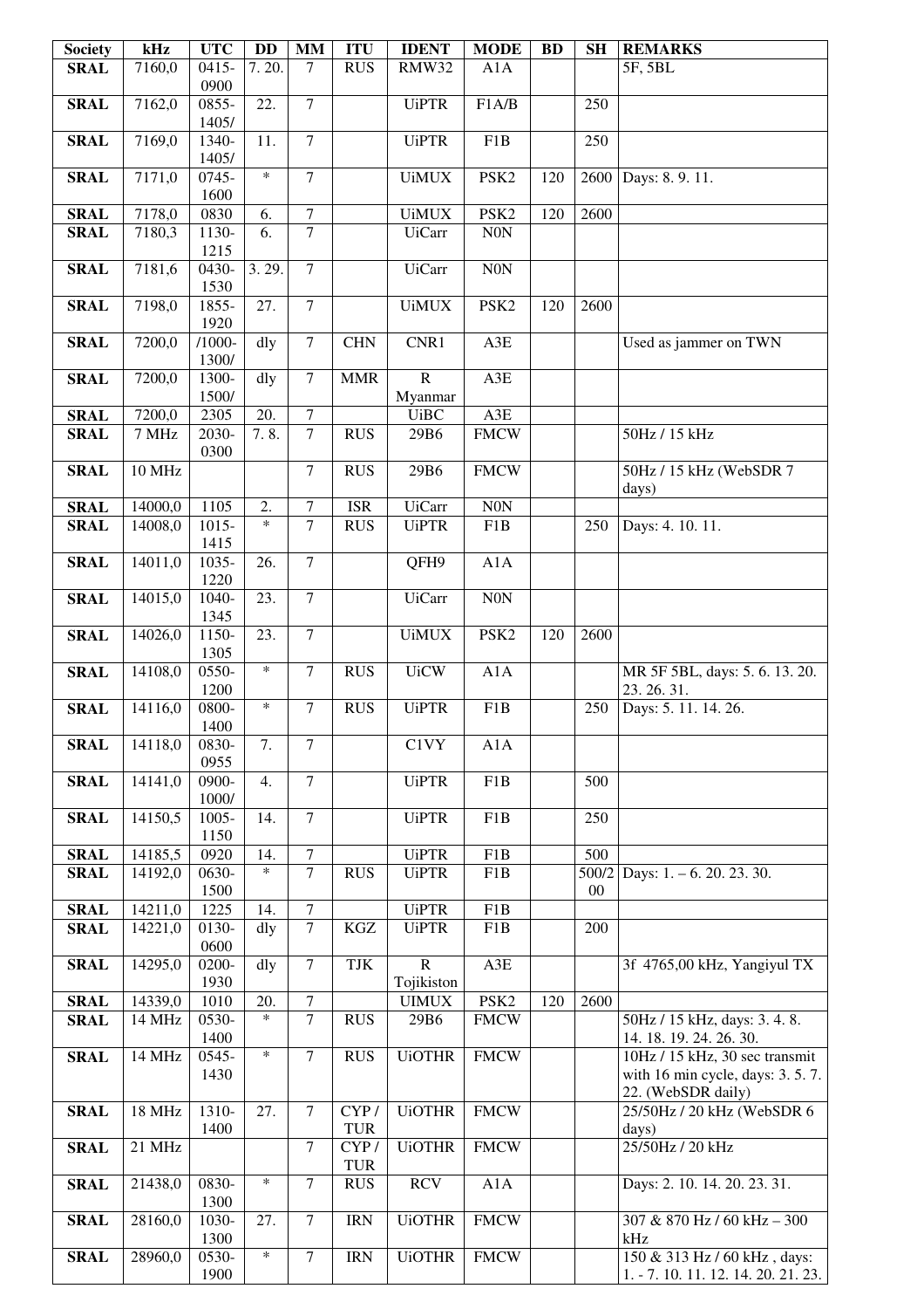| Society | kHz | UTC | DD | MM | ITU | IDENT | MODE | BD | SH | REMARKS |
|---|---|---|---|---|---|---|---|---|---|---|
| **SRAL** | 7160,0 | 0415-0900 | 7. 20. | 7 | RUS | RMW32 | A1A | | | 5F, 5BL |
| **SRAL** | 7162,0 | 0855-1405/ | 22. | 7 | | UiPTR | F1A/B | | 250 | |
| **SRAL** | 7169,0 | 1340-1405/ | 11. | 7 | | UiPTR | F1B | | 250 | |
| **SRAL** | 7171,0 | 0745-1600 | * | 7 | | UiMUX | PSK2 | 120 | 2600 | Days: 8. 9. 11. |
| **SRAL** | 7178,0 | 0830 | 6. | 7 | | UiMUX | PSK2 | 120 | 2600 | |
| **SRAL** | 7180,3 | 1130-1215 | 6. | 7 | | UiCarr | N0N | | | |
| **SRAL** | 7181,6 | 0430-1530 | 3. 29. | 7 | | UiCarr | N0N | | | |
| **SRAL** | 7198,0 | 1855-1920 | 27. | 7 | | UiMUX | PSK2 | 120 | 2600 | |
| **SRAL** | 7200,0 | /1000-1300/ | dly | 7 | CHN | CNR1 | A3E | | | Used as jammer on TWN |
| **SRAL** | 7200,0 | 1300-1500/ | dly | 7 | MMR | R Myanmar | A3E | | | |
| **SRAL** | 7200,0 | 2305 | 20. | 7 | | UiBC | A3E | | | |
| **SRAL** | 7 MHz | 2030-0300 | 7. 8. | 7 | RUS | 29B6 | FMCW | | | 50Hz / 15 kHz |
| **SRAL** | 10 MHz | | | 7 | RUS | 29B6 | FMCW | | | 50Hz / 15 kHz (WebSDR 7 days) |
| **SRAL** | 14000,0 | 1105 | 2. | 7 | ISR | UiCarr | N0N | | | |
| **SRAL** | 14008,0 | 1015-1415 | * | 7 | RUS | UiPTR | F1B | | 250 | Days: 4. 10. 11. |
| **SRAL** | 14011,0 | 1035-1220 | 26. | 7 | | QFH9 | A1A | | | |
| **SRAL** | 14015,0 | 1040-1345 | 23. | 7 | | UiCarr | N0N | | | |
| **SRAL** | 14026,0 | 1150-1305 | 23. | 7 | | UiMUX | PSK2 | 120 | 2600 | |
| **SRAL** | 14108,0 | 0550-1200 | * | 7 | RUS | UiCW | A1A | | | MR 5F 5BL, days: 5. 6. 13. 20. 23. 26. 31. |
| **SRAL** | 14116,0 | 0800-1400 | * | 7 | RUS | UiPTR | F1B | | 250 | Days: 5. 11. 14. 26. |
| **SRAL** | 14118,0 | 0830-0955 | 7. | 7 | | C1VY | A1A | | | |
| **SRAL** | 14141,0 | 0900-1000/ | 4. | 7 | | UiPTR | F1B | | 500 | |
| **SRAL** | 14150,5 | 1005-1150 | 14. | 7 | | UiPTR | F1B | | 250 | |
| **SRAL** | 14185,5 | 0920 | 14. | 7 | | UiPTR | F1B | | 500 | |
| **SRAL** | 14192,0 | 0630-1500 | * | 7 | RUS | UiPTR | F1B | | 500/200 | Days: 1. – 6. 20. 23. 30. |
| **SRAL** | 14211,0 | 1225 | 14. | 7 | | UiPTR | F1B | | | |
| **SRAL** | 14221,0 | 0130-0600 | dly | 7 | KGZ | UiPTR | F1B | | 200 | |
| **SRAL** | 14295,0 | 0200-1930 | dly | 7 | TJK | R Tojikiston | A3E | | | 3f 4765,00 kHz, Yangiyul TX |
| **SRAL** | 14339,0 | 1010 | 20. | 7 | | UIMUX | PSK2 | 120 | 2600 | |
| **SRAL** | 14 MHz | 0530-1400 | * | 7 | RUS | 29B6 | FMCW | | | 50Hz / 15 kHz, days: 3. 4. 8. 14. 18. 19. 24. 26. 30. |
| **SRAL** | 14 MHz | 0545-1430 | * | 7 | RUS | UiOTHR | FMCW | | | 10Hz / 15 kHz, 30 sec transmit with 16 min cycle, days: 3. 5. 7. 22. (WebSDR daily) |
| **SRAL** | 18 MHz | 1310-1400 | 27. | 7 | CYP / TUR | UiOTHR | FMCW | | | 25/50Hz / 20 kHz (WebSDR 6 days) |
| **SRAL** | 21 MHz | | | 7 | CYP / TUR | UiOTHR | FMCW | | | 25/50Hz / 20 kHz |
| **SRAL** | 21438,0 | 0830-1300 | * | 7 | RUS | RCV | A1A | | | Days: 2. 10. 14. 20. 23. 31. |
| **SRAL** | 28160,0 | 1030-1300 | 27. | 7 | IRN | UiOTHR | FMCW | | | 307 & 870 Hz / 60 kHz – 300 kHz |
| **SRAL** | 28960,0 | 0530-1900 | * | 7 | IRN | UiOTHR | FMCW | | | 150 & 313 Hz / 60 kHz , days: 1. - 7. 10. 11. 12. 14. 20. 21. 23. |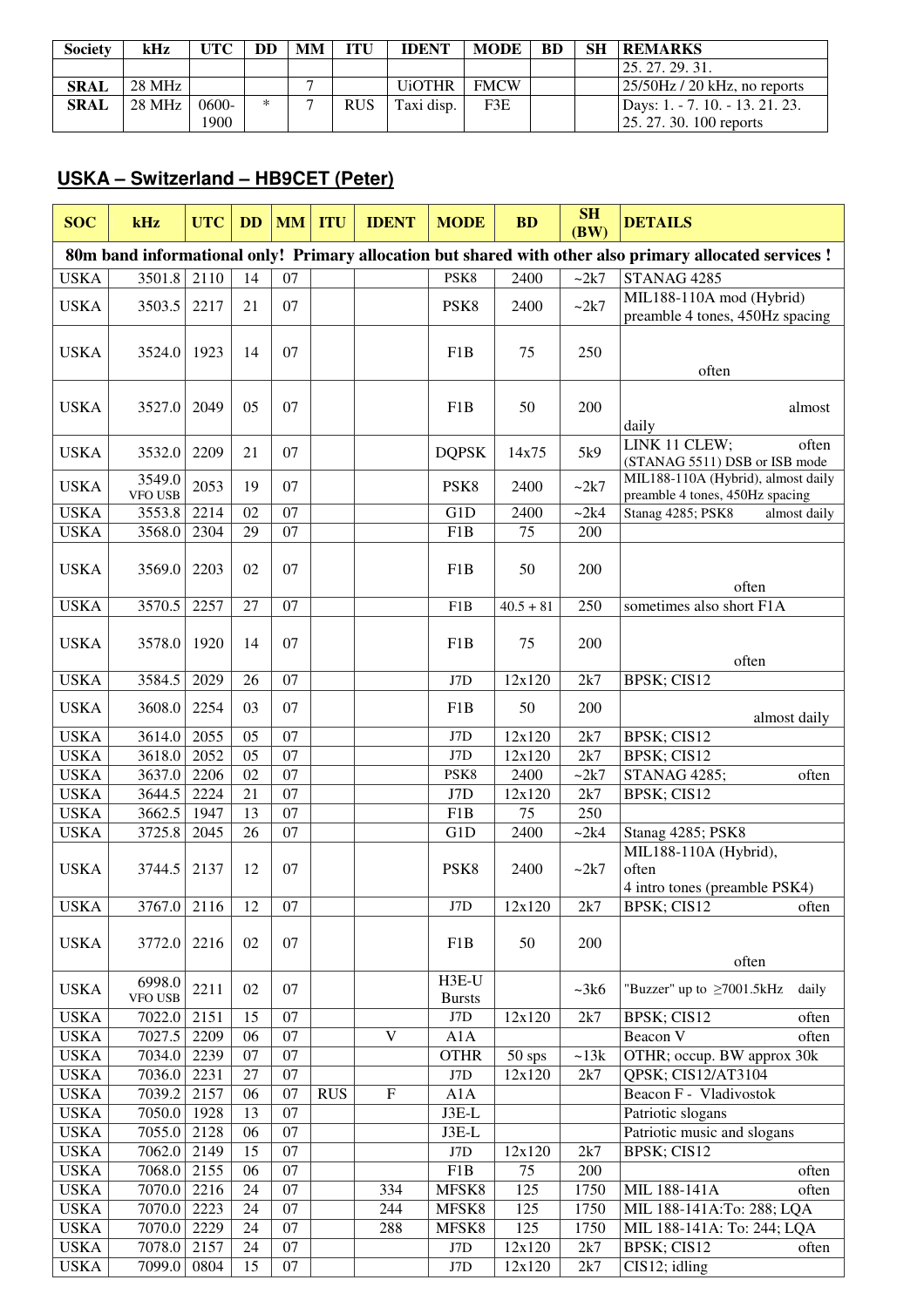| Society | kHz | UTC | DD | MM | ITU | IDENT | MODE | BD | SH | REMARKS |
|---|---|---|---|---|---|---|---|---|---|---|
| | | | | | | | | | | 25. 27. 29. 31. |
| **SRAL** | 28 MHz | | | 7 | | UiOTHR | FMCW | | | 25/50Hz / 20 kHz, no reports |
| **SRAL** | 28 MHz | 0600-1900 | * | 7 | RUS | Taxi disp. | F3E | | | Days: 1. - 7. 10. - 13. 21. 23. 25. 27. 30. 100 reports |

## USKA – Switzerland – HB9CET (Peter)

| SOC | kHz | UTC | DD | MM | ITU | IDENT | MODE | BD | SH (BW) | DETAILS |
|---|---|---|---|---|---|---|---|---|---|---|
| **80m band informational only! Primary allocation but shared with other also primary allocated services !** | | | | | | | | | | |
| USKA | 3501.8 | 2110 | 14 | 07 | | | PSK8 | 2400 | ~2k7 | STANAG 4285 |
| USKA | 3503.5 | 2217 | 21 | 07 | | | PSK8 | 2400 | ~2k7 | MIL188-110A mod (Hybrid) preamble 4 tones, 450Hz spacing |
| USKA | 3524.0 | 1923 | 14 | 07 | | | F1B | 75 | 250 | often |
| USKA | 3527.0 | 2049 | 05 | 07 | | | F1B | 50 | 200 | almost daily |
| USKA | 3532.0 | 2209 | 21 | 07 | | | DQPSK | 14x75 | 5k9 | LINK 11 CLEW; often (STANAG 5511) DSB or ISB mode |
| USKA | 3549.0 VFO USB | 2053 | 19 | 07 | | | PSK8 | 2400 | ~2k7 | MIL188-110A (Hybrid), almost daily preamble 4 tones, 450Hz spacing |
| USKA | 3553.8 | 2214 | 02 | 07 | | | G1D | 2400 | ~2k4 | Stanag 4285; PSK8 almost daily |
| USKA | 3568.0 | 2304 | 29 | 07 | | | F1B | 75 | 200 | |
| USKA | 3569.0 | 2203 | 02 | 07 | | | F1B | 50 | 200 | often |
| USKA | 3570.5 | 2257 | 27 | 07 | | | F1B | 40.5 + 81 | 250 | sometimes also short F1A |
| USKA | 3578.0 | 1920 | 14 | 07 | | | F1B | 75 | 200 | often |
| USKA | 3584.5 | 2029 | 26 | 07 | | | J7D | 12x120 | 2k7 | BPSK; CIS12 |
| USKA | 3608.0 | 2254 | 03 | 07 | | | F1B | 50 | 200 | almost daily |
| USKA | 3614.0 | 2055 | 05 | 07 | | | J7D | 12x120 | 2k7 | BPSK; CIS12 |
| USKA | 3618.0 | 2052 | 05 | 07 | | | J7D | 12x120 | 2k7 | BPSK; CIS12 |
| USKA | 3637.0 | 2206 | 02 | 07 | | | PSK8 | 2400 | ~2k7 | STANAG 4285; often |
| USKA | 3644.5 | 2224 | 21 | 07 | | | J7D | 12x120 | 2k7 | BPSK; CIS12 |
| USKA | 3662.5 | 1947 | 13 | 07 | | | F1B | 75 | 250 | |
| USKA | 3725.8 | 2045 | 26 | 07 | | | G1D | 2400 | ~2k4 | Stanag 4285; PSK8 |
| USKA | 3744.5 | 2137 | 12 | 07 | | | PSK8 | 2400 | ~2k7 | MIL188-110A (Hybrid), often 4 intro tones (preamble PSK4) |
| USKA | 3767.0 | 2116 | 12 | 07 | | | J7D | 12x120 | 2k7 | BPSK; CIS12 often |
| USKA | 3772.0 | 2216 | 02 | 07 | | | F1B | 50 | 200 | often |
| USKA | 6998.0 VFO USB | 2211 | 02 | 07 | | | H3E-U Bursts | | ~3k6 | "Buzzer" up to ≥7001.5kHz daily |
| USKA | 7022.0 | 2151 | 15 | 07 | | | J7D | 12x120 | 2k7 | BPSK; CIS12 often |
| USKA | 7027.5 | 2209 | 06 | 07 | | V | A1A | | | Beacon V often |
| USKA | 7034.0 | 2239 | 07 | 07 | | | OTHR | 50 sps | ~13k | OTHR; occup. BW approx 30k |
| USKA | 7036.0 | 2231 | 27 | 07 | | | J7D | 12x120 | 2k7 | QPSK; CIS12/AT3104 |
| USKA | 7039.2 | 2157 | 06 | 07 | RUS | F | A1A | | | Beacon F - Vladivostok |
| USKA | 7050.0 | 1928 | 13 | 07 | | | J3E-L | | | Patriotic slogans |
| USKA | 7055.0 | 2128 | 06 | 07 | | | J3E-L | | | Patriotic music and slogans |
| USKA | 7062.0 | 2149 | 15 | 07 | | | J7D | 12x120 | 2k7 | BPSK; CIS12 |
| USKA | 7068.0 | 2155 | 06 | 07 | | | F1B | 75 | 200 | often |
| USKA | 7070.0 | 2216 | 24 | 07 | | 334 | MFSK8 | 125 | 1750 | MIL 188-141A often |
| USKA | 7070.0 | 2223 | 24 | 07 | | 244 | MFSK8 | 125 | 1750 | MIL 188-141A:To: 288; LQA |
| USKA | 7070.0 | 2229 | 24 | 07 | | 288 | MFSK8 | 125 | 1750 | MIL 188-141A: To: 244; LQA |
| USKA | 7078.0 | 2157 | 24 | 07 | | | J7D | 12x120 | 2k7 | BPSK; CIS12 often |
| USKA | 7099.0 | 0804 | 15 | 07 | | | J7D | 12x120 | 2k7 | CIS12; idling |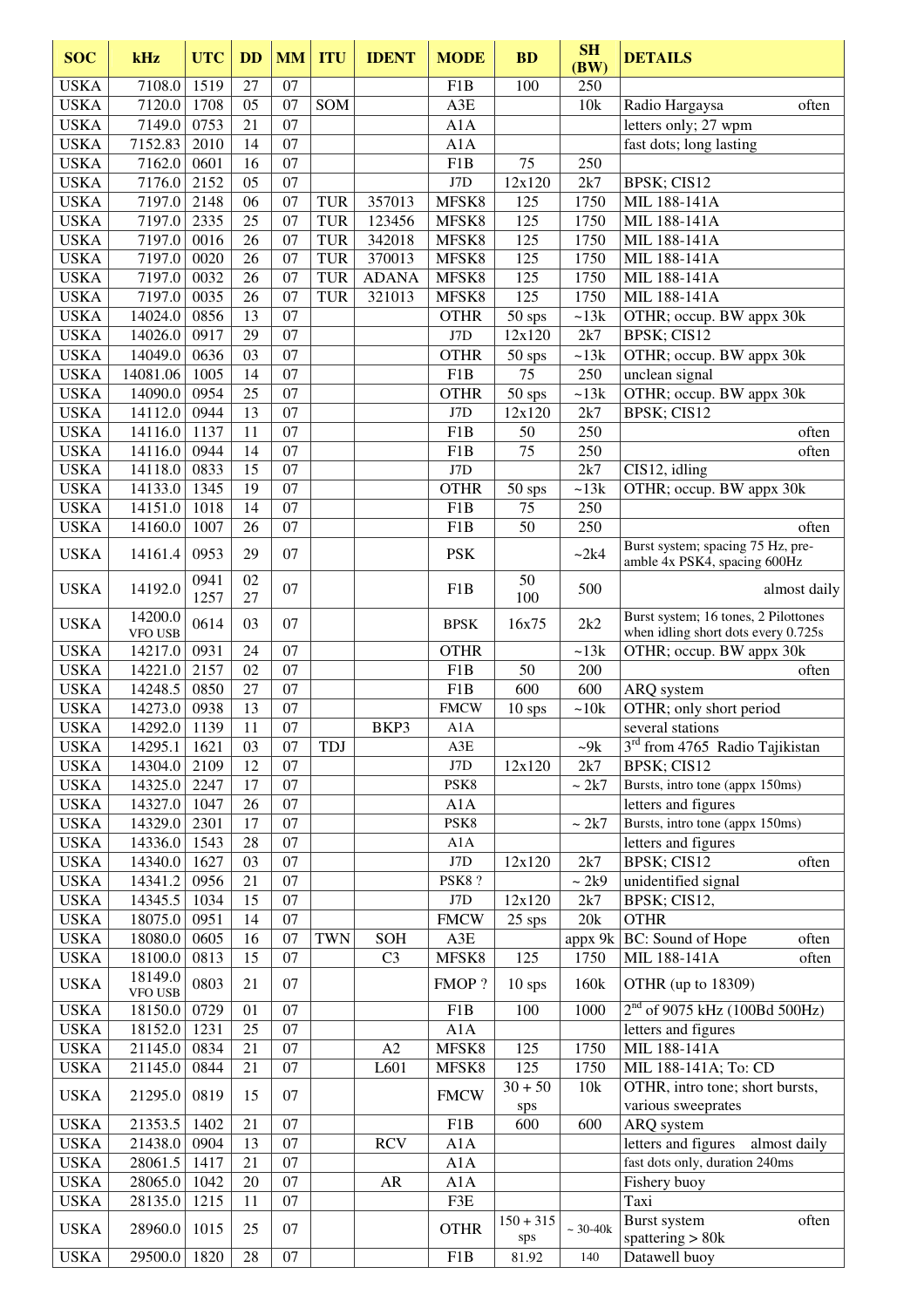| SOC | kHz | UTC | DD | MM | ITU | IDENT | MODE | BD | SH (BW) | DETAILS |
|---|---|---|---|---|---|---|---|---|---|---|
| USKA | 7108.0 | 1519 | 27 | 07 | | | F1B | 100 | 250 | |
| USKA | 7120.0 | 1708 | 05 | 07 | SOM | | A3E | | 10k | Radio Hargaysa often |
| USKA | 7149.0 | 0753 | 21 | 07 | | | A1A | | | letters only; 27 wpm |
| USKA | 7152.83 | 2010 | 14 | 07 | | | A1A | | | fast dots; long lasting |
| USKA | 7162.0 | 0601 | 16 | 07 | | | F1B | 75 | 250 | |
| USKA | 7176.0 | 2152 | 05 | 07 | | | J7D | 12x120 | 2k7 | BPSK; CIS12 |
| USKA | 7197.0 | 2148 | 06 | 07 | TUR | 357013 | MFSK8 | 125 | 1750 | MIL 188-141A |
| USKA | 7197.0 | 2335 | 25 | 07 | TUR | 123456 | MFSK8 | 125 | 1750 | MIL 188-141A |
| USKA | 7197.0 | 0016 | 26 | 07 | TUR | 342018 | MFSK8 | 125 | 1750 | MIL 188-141A |
| USKA | 7197.0 | 0020 | 26 | 07 | TUR | 370013 | MFSK8 | 125 | 1750 | MIL 188-141A |
| USKA | 7197.0 | 0032 | 26 | 07 | TUR | ADANA | MFSK8 | 125 | 1750 | MIL 188-141A |
| USKA | 7197.0 | 0035 | 26 | 07 | TUR | 321013 | MFSK8 | 125 | 1750 | MIL 188-141A |
| USKA | 14024.0 | 0856 | 13 | 07 | | | OTHR | 50 sps | ~13k | OTHR; occup. BW appx 30k |
| USKA | 14026.0 | 0917 | 29 | 07 | | | J7D | 12x120 | 2k7 | BPSK; CIS12 |
| USKA | 14049.0 | 0636 | 03 | 07 | | | OTHR | 50 sps | ~13k | OTHR; occup. BW appx 30k |
| USKA | 14081.06 | 1005 | 14 | 07 | | | F1B | 75 | 250 | unclean signal |
| USKA | 14090.0 | 0954 | 25 | 07 | | | OTHR | 50 sps | ~13k | OTHR; occup. BW appx 30k |
| USKA | 14112.0 | 0944 | 13 | 07 | | | J7D | 12x120 | 2k7 | BPSK; CIS12 |
| USKA | 14116.0 | 1137 | 11 | 07 | | | F1B | 50 | 250 | often |
| USKA | 14116.0 | 0944 | 14 | 07 | | | F1B | 75 | 250 | often |
| USKA | 14118.0 | 0833 | 15 | 07 | | | J7D | | 2k7 | CIS12, idling |
| USKA | 14133.0 | 1345 | 19 | 07 | | | OTHR | 50 sps | ~13k | OTHR; occup. BW appx 30k |
| USKA | 14151.0 | 1018 | 14 | 07 | | | F1B | 75 | 250 | |
| USKA | 14160.0 | 1007 | 26 | 07 | | | F1B | 50 | 250 | often |
| USKA | 14161.4 | 0953 | 29 | 07 | | | PSK | | ~2k4 | Burst system; spacing 75 Hz, pre-amble 4x PSK4, spacing 600Hz |
| USKA | 14192.0 | 0941 1257 | 02 27 | 07 | | | F1B | 50 100 | 500 | almost daily |
| USKA | 14200.0 VFO USB | 0614 | 03 | 07 | | | BPSK | 16x75 | 2k2 | Burst system; 16 tones, 2 Pilottones when idling short dots every 0.725s |
| USKA | 14217.0 | 0931 | 24 | 07 | | | OTHR | | ~13k | OTHR; occup. BW appx 30k |
| USKA | 14221.0 | 2157 | 02 | 07 | | | F1B | 50 | 200 | often |
| USKA | 14248.5 | 0850 | 27 | 07 | | | F1B | 600 | 600 | ARQ system |
| USKA | 14273.0 | 0938 | 13 | 07 | | | FMCW | 10 sps | ~10k | OTHR; only short period |
| USKA | 14292.0 | 1139 | 11 | 07 | | BKP3 | A1A | | | several stations |
| USKA | 14295.1 | 1621 | 03 | 07 | TDJ | | A3E | | ~9k | 3rd from 4765 Radio Tajikistan |
| USKA | 14304.0 | 2109 | 12 | 07 | | | J7D | 12x120 | 2k7 | BPSK; CIS12 |
| USKA | 14325.0 | 2247 | 17 | 07 | | | PSK8 | | ~ 2k7 | Bursts, intro tone (appx 150ms) |
| USKA | 14327.0 | 1047 | 26 | 07 | | | A1A | | | letters and figures |
| USKA | 14329.0 | 2301 | 17 | 07 | | | PSK8 | | ~ 2k7 | Bursts, intro tone (appx 150ms) |
| USKA | 14336.0 | 1543 | 28 | 07 | | | A1A | | | letters and figures |
| USKA | 14340.0 | 1627 | 03 | 07 | | | J7D | 12x120 | 2k7 | BPSK; CIS12 often |
| USKA | 14341.2 | 0956 | 21 | 07 | | | PSK8 ? | | ~ 2k9 | unidentified signal |
| USKA | 14345.5 | 1034 | 15 | 07 | | | J7D | 12x120 | 2k7 | BPSK; CIS12, |
| USKA | 18075.0 | 0951 | 14 | 07 | | | FMCW | 25 sps | 20k | OTHR |
| USKA | 18080.0 | 0605 | 16 | 07 | TWN | SOH | A3E | | appx 9k | BC: Sound of Hope often |
| USKA | 18100.0 | 0813 | 15 | 07 | | C3 | MFSK8 | 125 | 1750 | MIL 188-141A often |
| USKA | 18149.0 VFO USB | 0803 | 21 | 07 | | | FMOP ? | 10 sps | 160k | OTHR (up to 18309) |
| USKA | 18150.0 | 0729 | 01 | 07 | | | F1B | 100 | 1000 | 2nd of 9075 kHz (100Bd 500Hz) |
| USKA | 18152.0 | 1231 | 25 | 07 | | | A1A | | | letters and figures |
| USKA | 21145.0 | 0834 | 21 | 07 | | A2 | MFSK8 | 125 | 1750 | MIL 188-141A |
| USKA | 21145.0 | 0844 | 21 | 07 | | L601 | MFSK8 | 125 | 1750 | MIL 188-141A; To: CD |
| USKA | 21295.0 | 0819 | 15 | 07 | | | FMCW | 30 + 50 sps | 10k | OTHR, intro tone; short bursts, various sweeprates |
| USKA | 21353.5 | 1402 | 21 | 07 | | | F1B | 600 | 600 | ARQ system |
| USKA | 21438.0 | 0904 | 13 | 07 | | RCV | A1A | | | letters and figures almost daily |
| USKA | 28061.5 | 1417 | 21 | 07 | | | A1A | | | fast dots only, duration 240ms |
| USKA | 28065.0 | 1042 | 20 | 07 | | AR | A1A | | | Fishery buoy |
| USKA | 28135.0 | 1215 | 11 | 07 | | | F3E | | | Taxi |
| USKA | 28960.0 | 1015 | 25 | 07 | | | OTHR | 150 + 315 sps | ~ 30-40k | Burst system often spattering > 80k |
| USKA | 29500.0 | 1820 | 28 | 07 | | | F1B | 81.92 | 140 | Datawell buoy |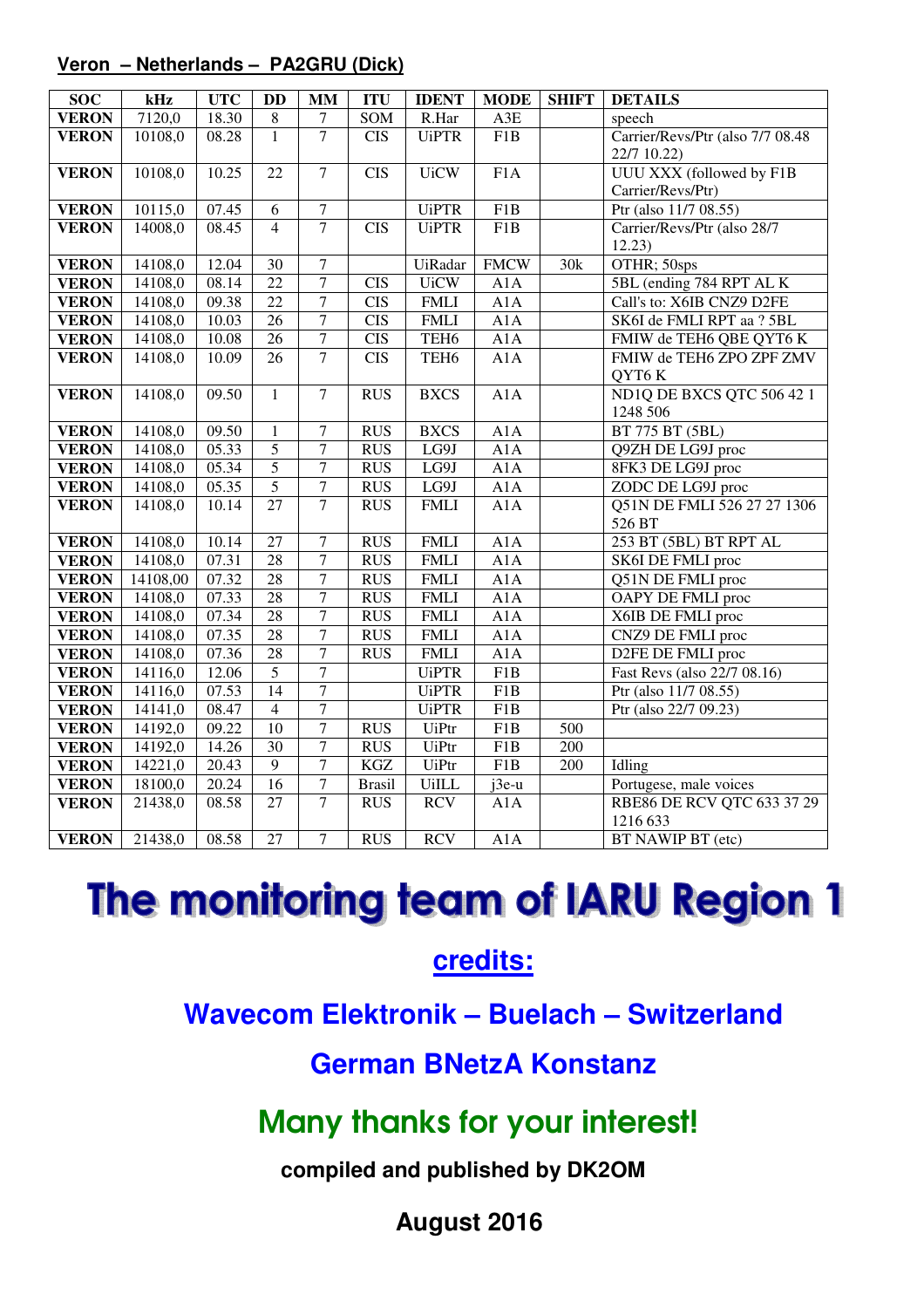**Veron – Netherlands – PA2GRU (Dick)**

| SOC | kHz | UTC | DD | MM | ITU | IDENT | MODE | SHIFT | DETAILS |
|---|---|---|---|---|---|---|---|---|---|
| **VERON** | 7120,0 | 18.30 | 8 | 7 | SOM | R.Har | A3E | | speech |
| **VERON** | 10108,0 | 08.28 | 1 | 7 | CIS | UiPTR | F1B | | Carrier/Revs/Ptr (also 7/7 08.48 22/7 10.22) |
| **VERON** | 10108,0 | 10.25 | 22 | 7 | CIS | UiCW | F1A | | UUU XXX (followed by F1B Carrier/Revs/Ptr) |
| **VERON** | 10115,0 | 07.45 | 6 | 7 | | UiPTR | F1B | | Ptr (also 11/7 08.55) |
| **VERON** | 14008,0 | 08.45 | 4 | 7 | CIS | UiPTR | F1B | | Carrier/Revs/Ptr (also 28/7 12.23) |
| **VERON** | 14108,0 | 12.04 | 30 | 7 | | UiRadar | FMCW | 30k | OTHR; 50sps |
| **VERON** | 14108,0 | 08.14 | 22 | 7 | CIS | UiCW | A1A | | 5BL (ending 784 RPT AL K |
| **VERON** | 14108,0 | 09.38 | 22 | 7 | CIS | FMLI | A1A | | Call's to: X6IB CNZ9 D2FE |
| **VERON** | 14108,0 | 10.03 | 26 | 7 | CIS | FMLI | A1A | | SK6I de FMLI RPT aa ? 5BL |
| **VERON** | 14108,0 | 10.08 | 26 | 7 | CIS | TEH6 | A1A | | FMIW de TEH6 QBE QYT6 K |
| **VERON** | 14108,0 | 10.09 | 26 | 7 | CIS | TEH6 | A1A | | FMIW de TEH6 ZPO ZPF ZMV QYT6 K |
| **VERON** | 14108,0 | 09.50 | 1 | 7 | RUS | BXCS | A1A | | ND1Q DE BXCS QTC 506 42 1 1248 506 |
| **VERON** | 14108,0 | 09.50 | 1 | 7 | RUS | BXCS | A1A | | BT 775 BT (5BL) |
| **VERON** | 14108,0 | 05.33 | 5 | 7 | RUS | LG9J | A1A | | Q9ZH DE LG9J proc |
| **VERON** | 14108,0 | 05.34 | 5 | 7 | RUS | LG9J | A1A | | 8FK3 DE LG9J proc |
| **VERON** | 14108,0 | 05.35 | 5 | 7 | RUS | LG9J | A1A | | ZODC DE LG9J proc |
| **VERON** | 14108,0 | 10.14 | 27 | 7 | RUS | FMLI | A1A | | Q51N DE FMLI 526 27 27 1306 526 BT |
| **VERON** | 14108,0 | 10.14 | 27 | 7 | RUS | FMLI | A1A | | 253 BT (5BL) BT RPT AL |
| **VERON** | 14108,0 | 07.31 | 28 | 7 | RUS | FMLI | A1A | | SK6I DE FMLI proc |
| **VERON** | 14108,00 | 07.32 | 28 | 7 | RUS | FMLI | A1A | | Q51N DE FMLI proc |
| **VERON** | 14108,0 | 07.33 | 28 | 7 | RUS | FMLI | A1A | | OAPY DE FMLI proc |
| **VERON** | 14108,0 | 07.34 | 28 | 7 | RUS | FMLI | A1A | | X6IB DE FMLI proc |
| **VERON** | 14108,0 | 07.35 | 28 | 7 | RUS | FMLI | A1A | | CNZ9 DE FMLI proc |
| **VERON** | 14108,0 | 07.36 | 28 | 7 | RUS | FMLI | A1A | | D2FE DE FMLI proc |
| **VERON** | 14116,0 | 12.06 | 5 | 7 | | UiPTR | F1B | | Fast Revs (also 22/7 08.16) |
| **VERON** | 14116,0 | 07.53 | 14 | 7 | | UiPTR | F1B | | Ptr (also 11/7 08.55) |
| **VERON** | 14141,0 | 08.47 | 4 | 7 | | UiPTR | F1B | | Ptr (also 22/7 09.23) |
| **VERON** | 14192,0 | 09.22 | 10 | 7 | RUS | UiPtr | F1B | 500 | |
| **VERON** | 14192,0 | 14.26 | 30 | 7 | RUS | UiPtr | F1B | 200 | |
| **VERON** | 14221,0 | 20.43 | 9 | 7 | KGZ | UiPtr | F1B | 200 | Idling |
| **VERON** | 18100,0 | 20.24 | 16 | 7 | Brasil | UiILL | j3e-u | | Portugese, male voices |
| **VERON** | 21438,0 | 08.58 | 27 | 7 | RUS | RCV | A1A | | RBE86 DE RCV QTC 633 37 29 1216 633 |
| **VERON** | 21438,0 | 08.58 | 27 | 7 | RUS | RCV | A1A | | BT NAWIP BT (etc) |

# The monitoring team of IARU Region 1

## credits:

### Wavecom Elektronik – Buelach – Switzerland

### German BNetzA Konstanz

## Many thanks for your interest!

**compiled and published by DK2OM**

**August 2016**